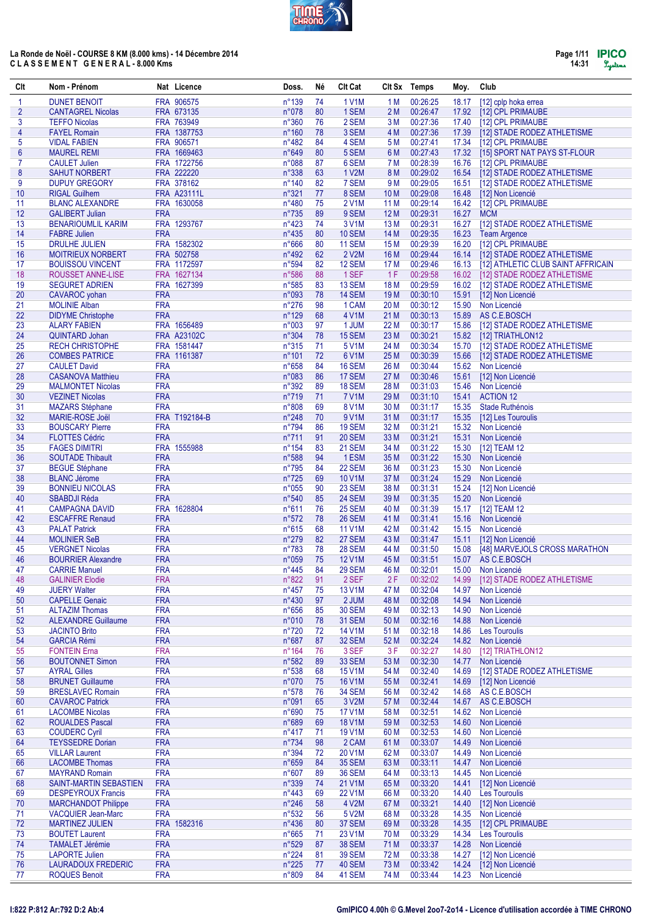# La Ronde de Noël - COURSE 8 KM (8.000 kms) - 14 Décembre 2014

## C L A S S E M E N T   G E N E R A L - 8.000 Kms

| Clt | Nom - Prénom | Nat | Licence | Doss. | Né | Clt Cat | Clt Sx | Temps | Moy. | Club |
|---|---|---|---|---|---|---|---|---|---|---|
| 1 | DUNET BENOIT | FRA | 906575 | n°139 | 74 | 1 V1M | 1 M | 00:26:25 | 18.17 | [12] cplp hoka errea |
| 2 | CANTAGREL Nicolas | FRA | 673135 | n°078 | 80 | 1 SEM | 2 M | 00:26:47 | 17.92 | [12] CPL PRIMAUBE |
| 3 | TEFFO Nicolas | FRA | 763949 | n°360 | 76 | 2 SEM | 3 M | 00:27:36 | 17.40 | [12] CPL PRIMAUBE |
| 4 | FAYEL Romain | FRA | 1387753 | n°160 | 78 | 3 SEM | 4 M | 00:27:36 | 17.39 | [12] STADE RODEZ ATHLETISME |
| 5 | VIDAL FABIEN | FRA | 906571 | n°482 | 84 | 4 SEM | 5 M | 00:27:41 | 17.34 | [12] CPL PRIMAUBE |
| 6 | MAUREL REMI | FRA | 1669463 | n°649 | 80 | 5 SEM | 6 M | 00:27:43 | 17.32 | [15] SPORT NAT PAYS ST-FLOUR |
| 7 | CAULET Julien | FRA | 1722756 | n°088 | 87 | 6 SEM | 7 M | 00:28:39 | 16.76 | [12] CPL PRIMAUBE |
| 8 | SAHUT NORBERT | FRA | 222220 | n°338 | 63 | 1 V2M | 8 M | 00:29:02 | 16.54 | [12] STADE RODEZ ATHLETISME |
| 9 | DUPUY GREGORY | FRA | 378162 | n°140 | 82 | 7 SEM | 9 M | 00:29:05 | 16.51 | [12] STADE RODEZ ATHLETISME |
| 10 | RIGAL Guilhem | FRA | A23111L | n°321 | 77 | 8 SEM | 10 M | 00:29:08 | 16.48 | [12] Non Licencié |
| 11 | BLANC ALEXANDRE | FRA | 1630058 | n°480 | 75 | 2 V1M | 11 M | 00:29:14 | 16.42 | [12] CPL PRIMAUBE |
| 12 | GALIBERT Julian | FRA | | n°735 | 89 | 9 SEM | 12 M | 00:29:31 | 16.27 | MCM |
| 13 | BENARIOUMLIL KARIM | FRA | 1293767 | n°423 | 74 | 3 V1M | 13 M | 00:29:31 | 16.27 | [12] STADE RODEZ ATHLETISME |
| 14 | FABRE Julien | FRA | | n°435 | 80 | 10 SEM | 14 M | 00:29:35 | 16.23 | Team Argence |
| 15 | DRULHE JULIEN | FRA | 1582302 | n°666 | 80 | 11 SEM | 15 M | 00:29:39 | 16.20 | [12] CPL PRIMAUBE |
| 16 | MOITRIEUX NORBERT | FRA | 502758 | n°492 | 62 | 2 V2M | 16 M | 00:29:44 | 16.14 | [12] STADE RODEZ ATHLETISME |
| 17 | BOUISSOU VINCENT | FRA | 1172597 | n°594 | 82 | 12 SEM | 17 M | 00:29:46 | 16.13 | [12] ATHLETIC CLUB SAINT AFFRICAIN |
| 18 | ROUSSET ANNE-LISE | FRA | 1627134 | n°586 | 88 | 1 SEF | 1 F | 00:29:58 | 16.02 | [12] STADE RODEZ ATHLETISME |
| 19 | SEGURET ADRIEN | FRA | 1627399 | n°585 | 83 | 13 SEM | 18 M | 00:29:59 | 16.02 | [12] STADE RODEZ ATHLETISME |
| 20 | CAVAROC yohan | FRA | | n°093 | 78 | 14 SEM | 19 M | 00:30:10 | 15.91 | [12] Non Licencié |
| 21 | MOLINIE Alban | FRA | | n°276 | 98 | 1 CAM | 20 M | 00:30:12 | 15.90 | Non Licencié |
| 22 | DIDYME Christophe | FRA | | n°129 | 68 | 4 V1M | 21 M | 00:30:13 | 15.89 | AS C.E.BOSCH |
| 23 | ALARY FABIEN | FRA | 1656489 | n°003 | 97 | 1 JUM | 22 M | 00:30:17 | 15.86 | [12] STADE RODEZ ATHLETISME |
| 24 | QUINTARD Johan | FRA | A23102C | n°304 | 78 | 15 SEM | 23 M | 00:30:21 | 15.82 | [12] TRIATHLON12 |
| 25 | RECH CHRISTOPHE | FRA | 1581447 | n°315 | 71 | 5 V1M | 24 M | 00:30:34 | 15.70 | [12] STADE RODEZ ATHLETISME |
| 26 | COMBES PATRICE | FRA | 1161387 | n°101 | 72 | 6 V1M | 25 M | 00:30:39 | 15.66 | [12] STADE RODEZ ATHLETISME |
| 27 | CAULET David | FRA | | n°658 | 84 | 16 SEM | 26 M | 00:30:44 | 15.62 | Non Licencié |
| 28 | CASANOVA Matthieu | FRA | | n°083 | 86 | 17 SEM | 27 M | 00:30:46 | 15.61 | [12] Non Licencié |
| 29 | MALMONTET Nicolas | FRA | | n°392 | 89 | 18 SEM | 28 M | 00:31:03 | 15.46 | Non Licencié |
| 30 | VEZINET Nicolas | FRA | | n°719 | 71 | 7 V1M | 29 M | 00:31:10 | 15.41 | ACTION 12 |
| 31 | MAZARS Stéphane | FRA | | n°808 | 69 | 8 V1M | 30 M | 00:31:17 | 15.35 | Stade Ruthénois |
| 32 | MARIE-ROSE Joël | FRA | T192184-B | n°248 | 70 | 9 V1M | 31 M | 00:31:17 | 15.35 | [12] Les Touroulis |
| 33 | BOUSCARY Pierre | FRA | | n°794 | 86 | 19 SEM | 32 M | 00:31:21 | 15.32 | Non Licencié |
| 34 | FLOTTES Cédric | FRA | | n°711 | 91 | 20 SEM | 33 M | 00:31:21 | 15.31 | Non Licencié |
| 35 | FAGES DIMITRI | FRA | 1555988 | n°154 | 83 | 21 SEM | 34 M | 00:31:22 | 15.30 | [12] TEAM 12 |
| 36 | SOUTADE Thibault | FRA | | n°588 | 94 | 1 ESM | 35 M | 00:31:22 | 15.30 | Non Licencié |
| 37 | BEGUE Stéphane | FRA | | n°795 | 84 | 22 SEM | 36 M | 00:31:23 | 15.30 | Non Licencié |
| 38 | BLANC Jérome | FRA | | n°725 | 69 | 10 V1M | 37 M | 00:31:24 | 15.29 | Non Licencié |
| 39 | BONNIEU NICOLAS | FRA | | n°055 | 90 | 23 SEM | 38 M | 00:31:31 | 15.24 | [12] Non Licencié |
| 40 | SBABDJI Réda | FRA | | n°540 | 85 | 24 SEM | 39 M | 00:31:35 | 15.20 | Non Licencié |
| 41 | CAMPAGNA DAVID | FRA | 1628804 | n°611 | 76 | 25 SEM | 40 M | 00:31:39 | 15.17 | [12] TEAM 12 |
| 42 | ESCAFFRE Renaud | FRA | | n°572 | 78 | 26 SEM | 41 M | 00:31:41 | 15.16 | Non Licencié |
| 43 | PALAT Patrick | FRA | | n°615 | 68 | 11 V1M | 42 M | 00:31:42 | 15.15 | Non Licencié |
| 44 | MOLINIER SeB | FRA | | n°279 | 82 | 27 SEM | 43 M | 00:31:47 | 15.11 | [12] Non Licencié |
| 45 | VERGNET Nicolas | FRA | | n°783 | 78 | 28 SEM | 44 M | 00:31:50 | 15.08 | [48] MARVEJOLS CROSS MARATHON |
| 46 | BOURRIER Alexandre | FRA | | n°059 | 75 | 12 V1M | 45 M | 00:31:51 | 15.07 | AS C.E.BOSCH |
| 47 | CARRIE Manuel | FRA | | n°445 | 84 | 29 SEM | 46 M | 00:32:01 | 15.00 | Non Licencié |
| 48 | GALINIER Elodie | FRA | | n°822 | 91 | 2 SEF | 2 F | 00:32:02 | 14.99 | [12] STADE RODEZ ATHLETISME |
| 49 | JUERY Walter | FRA | | n°457 | 75 | 13 V1M | 47 M | 00:32:04 | 14.97 | Non Licencié |
| 50 | CAPELLE Genaic | FRA | | n°430 | 97 | 2 JUM | 48 M | 00:32:08 | 14.94 | Non Licencié |
| 51 | ALTAZIM Thomas | FRA | | n°656 | 85 | 30 SEM | 49 M | 00:32:13 | 14.90 | Non Licencié |
| 52 | ALEXANDRE Guillaume | FRA | | n°010 | 78 | 31 SEM | 50 M | 00:32:16 | 14.88 | Non Licencié |
| 53 | JACINTO Brito | FRA | | n°720 | 72 | 14 V1M | 51 M | 00:32:18 | 14.86 | Les Touroulis |
| 54 | GARCIA Rémi | FRA | | n°687 | 87 | 32 SEM | 52 M | 00:32:24 | 14.82 | Non Licencié |
| 55 | FONTEIN Erna | FRA | | n°164 | 76 | 3 SEF | 3 F | 00:32:27 | 14.80 | [12] TRIATHLON12 |
| 56 | BOUTONNET Simon | FRA | | n°582 | 89 | 33 SEM | 53 M | 00:32:30 | 14.77 | Non Licencié |
| 57 | AYRAL Gilles | FRA | | n°538 | 58 | 15 V1M | 54 M | 00:32:40 | 14.69 | [12] STADE RODEZ ATHLETISME |
| 58 | BRUNET Guillaume | FRA | | n°070 | 75 | 16 V1M | 55 M | 00:32:41 | 14.69 | [12] Non Licencié |
| 59 | BRESLAVEC Romain | FRA | | n°578 | 76 | 34 SEM | 56 M | 00:32:42 | 14.68 | AS C.E.BOSCH |
| 60 | CAVAROC Patrick | FRA | | n°091 | 65 | 3 V2M | 57 M | 00:32:44 | 14.67 | AS C.E.BOSCH |
| 61 | LACOMBE Nicolas | FRA | | n°690 | 75 | 17 V1M | 58 M | 00:32:51 | 14.62 | Non Licencié |
| 62 | ROUALDES Pascal | FRA | | n°689 | 69 | 18 V1M | 59 M | 00:32:53 | 14.60 | Non Licencié |
| 63 | COUDERC Cyril | FRA | | n°417 | 71 | 19 V1M | 60 M | 00:32:53 | 14.60 | Non Licencié |
| 64 | TEYSSEDRE Dorian | FRA | | n°734 | 98 | 2 CAM | 61 M | 00:33:07 | 14.49 | Non Licencié |
| 65 | VILLAR Laurent | FRA | | n°394 | 72 | 20 V1M | 62 M | 00:33:07 | 14.49 | Non Licencié |
| 66 | LACOMBE Thomas | FRA | | n°659 | 84 | 35 SEM | 63 M | 00:33:11 | 14.47 | Non Licencié |
| 67 | MAYRAND Romain | FRA | | n°607 | 89 | 36 SEM | 64 M | 00:33:13 | 14.45 | Non Licencié |
| 68 | SAINT-MARTIN SEBASTIEN | FRA | | n°339 | 74 | 21 V1M | 65 M | 00:33:20 | 14.41 | [12] Non Licencié |
| 69 | DESPEYROUX Francis | FRA | | n°443 | 69 | 22 V1M | 66 M | 00:33:20 | 14.40 | Les Touroulis |
| 70 | MARCHANDOT Philippe | FRA | | n°246 | 58 | 4 V2M | 67 M | 00:33:21 | 14.40 | [12] Non Licencié |
| 71 | VACQUIER Jean-Marc | FRA | | n°532 | 56 | 5 V2M | 68 M | 00:33:28 | 14.35 | Non Licencié |
| 72 | MARTINEZ JULIEN | FRA | 1582316 | n°436 | 80 | 37 SEM | 69 M | 00:33:28 | 14.35 | [12] CPL PRIMAUBE |
| 73 | BOUTET Laurent | FRA | | n°665 | 71 | 23 V1M | 70 M | 00:33:29 | 14.34 | Les Touroulis |
| 74 | TAMALET Jérémie | FRA | | n°529 | 87 | 38 SEM | 71 M | 00:33:37 | 14.28 | Non Licencié |
| 75 | LAPORTE Julien | FRA | | n°224 | 81 | 39 SEM | 72 M | 00:33:38 | 14.27 | [12] Non Licencié |
| 76 | LAURADOUX FREDERIC | FRA | | n°225 | 77 | 40 SEM | 73 M | 00:33:42 | 14.24 | [12] Non Licencié |
| 77 | ROQUES Benoit | FRA | | n°809 | 84 | 41 SEM | 74 M | 00:33:44 | 14.23 | Non Licencié |

I:822 P:812 Ar:792 D:2 Ab:4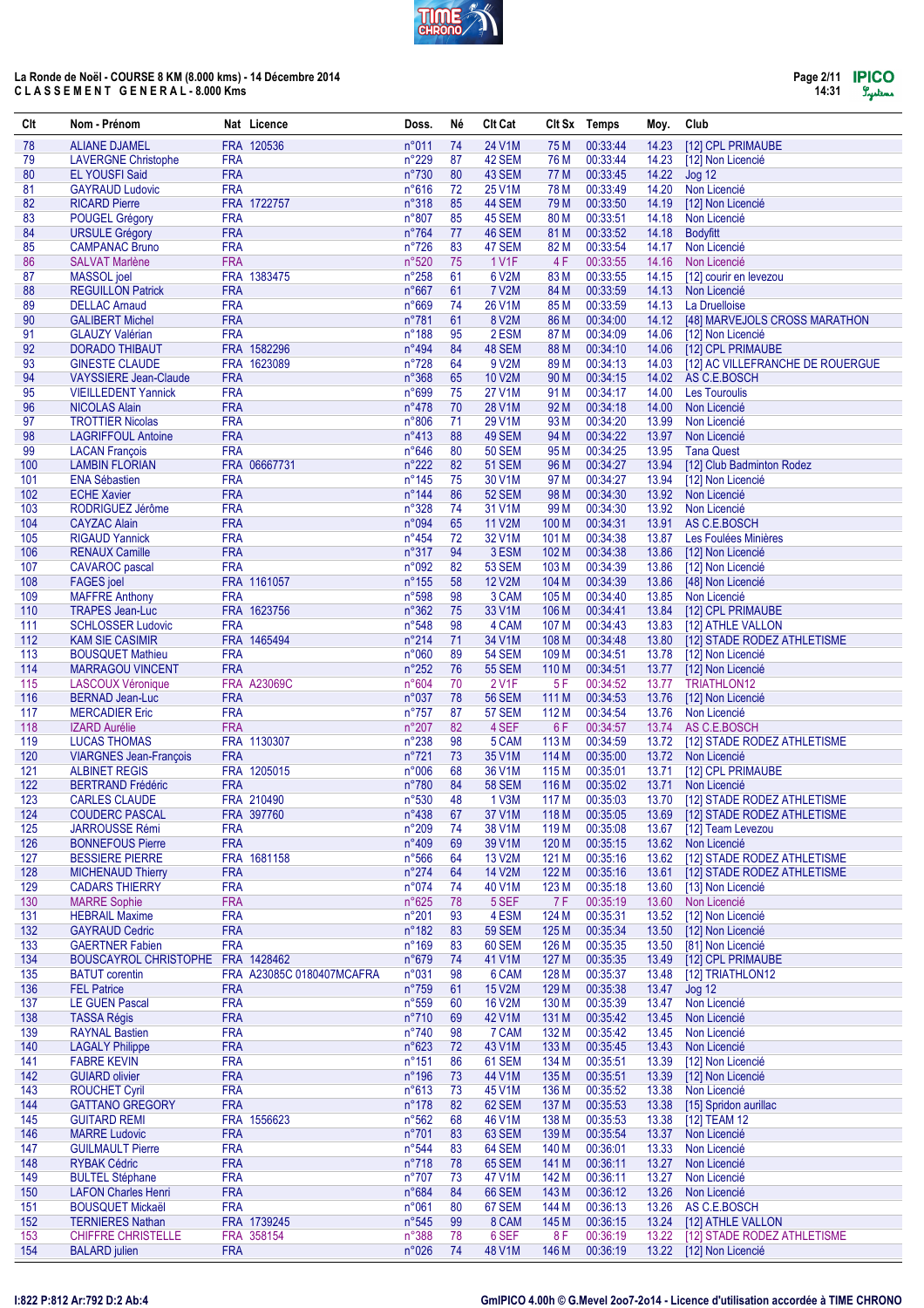La Ronde de Noël - COURSE 8 KM (8.000 kms) - 14 Décembre 2014
C L A S S E M E N T G E N E R A L - 8.000 Kms

| Clt | Nom - Prénom | Nat | Licence | Doss. | Né | Clt Cat | Clt Sx | Temps | Moy. | Club |
|---|---|---|---|---|---|---|---|---|---|---|
| 78 | ALIANE DJAMEL | FRA | 120536 | n°011 | 74 | 24 V1M | 75 M | 00:33:44 | 14.23 | [12] CPL PRIMAUBE |
| 79 | LAVERGNE Christophe | FRA | | n°229 | 87 | 42 SEM | 76 M | 00:33:44 | 14.23 | [12] Non Licencié |
| 80 | EL YOUSFI Said | FRA | | n°730 | 80 | 43 SEM | 77 M | 00:33:45 | 14.22 | Jog 12 |
| 81 | GAYRAUD Ludovic | FRA | | n°616 | 72 | 25 V1M | 78 M | 00:33:49 | 14.20 | Non Licencié |
| 82 | RICARD Pierre | FRA | 1722757 | n°318 | 85 | 44 SEM | 79 M | 00:33:50 | 14.19 | [12] Non Licencié |
| 83 | POUGEL Grégory | FRA | | n°807 | 85 | 45 SEM | 80 M | 00:33:51 | 14.18 | Non Licencié |
| 84 | URSULE Grégory | FRA | | n°764 | 77 | 46 SEM | 81 M | 00:33:52 | 14.18 | Bodyfitt |
| 85 | CAMPANAC Bruno | FRA | | n°726 | 83 | 47 SEM | 82 M | 00:33:54 | 14.17 | Non Licencié |
| 86 | SALVAT Marlène | FRA | | n°520 | 75 | 1 V1F | 4 F | 00:33:55 | 14.16 | Non Licencié |
| 87 | MASSOL joel | FRA | 1383475 | n°258 | 61 | 6 V2M | 83 M | 00:33:55 | 14.15 | [12] courir en levezou |
| 88 | REGUILLON Patrick | FRA | | n°667 | 61 | 7 V2M | 84 M | 00:33:59 | 14.13 | Non Licencié |
| 89 | DELLAC Arnaud | FRA | | n°669 | 74 | 26 V1M | 85 M | 00:33:59 | 14.13 | La Druelloise |
| 90 | GALIBERT Michel | FRA | | n°781 | 61 | 8 V2M | 86 M | 00:34:00 | 14.12 | [48] MARVEJOLS CROSS MARATHON |
| 91 | GLAUZY Valérian | FRA | | n°188 | 95 | 2 ESM | 87 M | 00:34:09 | 14.06 | [12] Non Licencié |
| 92 | DORADO THIBAUT | FRA | 1582296 | n°494 | 84 | 48 SEM | 88 M | 00:34:10 | 14.06 | [12] CPL PRIMAUBE |
| 93 | GINESTE CLAUDE | FRA | 1623089 | n°728 | 64 | 9 V2M | 89 M | 00:34:13 | 14.03 | [12] AC VILLEFRANCHE DE ROUERGUE |
| 94 | VAYSSIERE Jean-Claude | FRA | | n°368 | 65 | 10 V2M | 90 M | 00:34:15 | 14.02 | AS C.E.BOSCH |
| 95 | VIEILLEDENT Yannick | FRA | | n°699 | 75 | 27 V1M | 91 M | 00:34:17 | 14.00 | Les Touroulis |
| 96 | NICOLAS Alain | FRA | | n°478 | 70 | 28 V1M | 92 M | 00:34:18 | 14.00 | Non Licencié |
| 97 | TROTTIER Nicolas | FRA | | n°806 | 75 | 29 V1M | 93 M | 00:34:20 | 13.99 | Non Licencié |
| 98 | LAGRIFFOUL Antoine | FRA | | n°413 | 88 | 49 SEM | 94 M | 00:34:22 | 13.97 | Non Licencié |
| 99 | LACAN François | FRA | | n°646 | 80 | 50 SEM | 95 M | 00:34:25 | 13.95 | Tana Quest |
| 100 | LAMBIN FLORIAN | FRA | 06667731 | n°222 | 82 | 51 SEM | 96 M | 00:34:27 | 13.94 | [12] Club Badminton Rodez |
| 101 | ENA Sébastien | FRA | | n°145 | 75 | 30 V1M | 97 M | 00:34:27 | 13.94 | [12] Non Licencié |
| 102 | ECHE Xavier | FRA | | n°144 | 86 | 52 SEM | 98 M | 00:34:30 | 13.92 | Non Licencié |
| 103 | RODRIGUEZ Jérôme | FRA | | n°328 | 74 | 31 V1M | 99 M | 00:34:30 | 13.92 | Non Licencié |
| 104 | CAYZAC Alain | FRA | | n°094 | 65 | 11 V2M | 100 M | 00:34:31 | 13.91 | AS C.E.BOSCH |
| 105 | RIGAUD Yannick | FRA | | n°454 | 72 | 32 V1M | 101 M | 00:34:38 | 13.87 | Les Foulées Minières |
| 106 | RENAUX Camille | FRA | | n°317 | 94 | 3 ESM | 102 M | 00:34:38 | 13.86 | [12] Non Licencié |
| 107 | CAVAROC pascal | FRA | | n°092 | 82 | 53 SEM | 103 M | 00:34:39 | 13.86 | [12] Non Licencié |
| 108 | FAGES joel | FRA | 1161057 | n°155 | 58 | 12 V2M | 104 M | 00:34:39 | 13.86 | [48] Non Licencié |
| 109 | MAFFRE Anthony | FRA | | n°598 | 98 | 3 CAM | 105 M | 00:34:40 | 13.85 | Non Licencié |
| 110 | TRAPES Jean-Luc | FRA | 1623756 | n°362 | 75 | 33 V1M | 106 M | 00:34:41 | 13.84 | [12] CPL PRIMAUBE |
| 111 | SCHLOSSER Ludovic | FRA | | n°548 | 98 | 4 CAM | 107 M | 00:34:43 | 13.83 | [12] ATHLE VALLON |
| 112 | KAM SIE CASIMIR | FRA | 1465494 | n°214 | 71 | 34 V1M | 108 M | 00:34:48 | 13.80 | [12] STADE RODEZ ATHLETISME |
| 113 | BOUSQUET Mathieu | FRA | | n°060 | 89 | 54 SEM | 109 M | 00:34:51 | 13.78 | [12] Non Licencié |
| 114 | MARRAGOU VINCENT | FRA | | n°252 | 76 | 55 SEM | 110 M | 00:34:51 | 13.77 | [12] Non Licencié |
| 115 | LASCOUX Véronique | FRA | A23069C | n°604 | 70 | 2 V1F | 5 F | 00:34:52 | 13.77 | TRIATHLON12 |
| 116 | BERNAD Jean-Luc | FRA | | n°037 | 78 | 56 SEM | 111 M | 00:34:53 | 13.76 | [12] Non Licencié |
| 117 | MERCADIER Eric | FRA | | n°757 | 87 | 57 SEM | 112 M | 00:34:54 | 13.76 | Non Licencié |
| 118 | IZARD Aurélie | FRA | | n°207 | 82 | 4 SEF | 6 F | 00:34:57 | 13.74 | AS C.E.BOSCH |
| 119 | LUCAS THOMAS | FRA | 1130307 | n°238 | 98 | 5 CAM | 113 M | 00:34:59 | 13.72 | [12] STADE RODEZ ATHLETISME |
| 120 | VIARGNES Jean-François | FRA | | n°721 | 73 | 35 V1M | 114 M | 00:35:00 | 13.72 | Non Licencié |
| 121 | ALBINET REGIS | FRA | 1205015 | n°006 | 68 | 36 V1M | 115 M | 00:35:01 | 13.71 | [12] CPL PRIMAUBE |
| 122 | BERTRAND Frédéric | FRA | | n°780 | 84 | 58 SEM | 116 M | 00:35:02 | 13.71 | Non Licencié |
| 123 | CARLES CLAUDE | FRA | 210490 | n°530 | 48 | 1 V3M | 117 M | 00:35:03 | 13.70 | [12] STADE RODEZ ATHLETISME |
| 124 | COUDERC PASCAL | FRA | 397760 | n°438 | 67 | 37 V1M | 118 M | 00:35:05 | 13.69 | [12] STADE RODEZ ATHLETISME |
| 125 | JARROUSSE Rémi | FRA | | n°209 | 74 | 38 V1M | 119 M | 00:35:08 | 13.67 | [12] Team Levezou |
| 126 | BONNEFOUS Pierre | FRA | | n°409 | 69 | 39 V1M | 120 M | 00:35:15 | 13.62 | Non Licencié |
| 127 | BESSIERE PIERRE | FRA | 1681158 | n°566 | 64 | 13 V2M | 121 M | 00:35:16 | 13.62 | [12] STADE RODEZ ATHLETISME |
| 128 | MICHENAUD Thierry | FRA | | n°274 | 64 | 14 V2M | 122 M | 00:35:16 | 13.61 | [12] STADE RODEZ ATHLETISME |
| 129 | CADARS THIERRY | FRA | | n°074 | 74 | 40 V1M | 123 M | 00:35:18 | 13.60 | [13] Non Licencié |
| 130 | MARRE Sophie | FRA | | n°625 | 78 | 5 SEF | 7 F | 00:35:19 | 13.60 | Non Licencié |
| 131 | HEBRAIL Maxime | FRA | | n°201 | 93 | 4 ESM | 124 M | 00:35:31 | 13.52 | [12] Non Licencié |
| 132 | GAYRAUD Cedric | FRA | | n°182 | 83 | 59 SEM | 125 M | 00:35:34 | 13.50 | [12] Non Licencié |
| 133 | GAERTNER Fabien | FRA | | n°169 | 83 | 60 SEM | 126 M | 00:35:35 | 13.50 | [81] Non Licencié |
| 134 | BOUSCAYROL CHRISTOPHE | FRA | 1428462 | n°679 | 74 | 41 V1M | 127 M | 00:35:35 | 13.49 | [12] CPL PRIMAUBE |
| 135 | BATUT corentin | FRA | A23085C 0180407MCAFRA | n°031 | 98 | 6 CAM | 128 M | 00:35:37 | 13.48 | [12] TRIATHLON12 |
| 136 | FEL Patrice | FRA | | n°759 | 61 | 15 V2M | 129 M | 00:35:38 | 13.47 | Jog 12 |
| 137 | LE GUEN Pascal | FRA | | n°559 | 60 | 16 V2M | 130 M | 00:35:39 | 13.47 | Non Licencié |
| 138 | TASSA Régis | FRA | | n°710 | 69 | 42 V1M | 131 M | 00:35:42 | 13.45 | Non Licencié |
| 139 | RAYNAL Bastien | FRA | | n°740 | 98 | 7 CAM | 132 M | 00:35:42 | 13.45 | Non Licencié |
| 140 | LAGALY Philippe | FRA | | n°623 | 72 | 43 V1M | 133 M | 00:35:45 | 13.43 | Non Licencié |
| 141 | FABRE KEVIN | FRA | | n°151 | 86 | 61 SEM | 134 M | 00:35:51 | 13.39 | [12] Non Licencié |
| 142 | GUIARD olivier | FRA | | n°196 | 73 | 44 V1M | 135 M | 00:35:51 | 13.39 | [12] Non Licencié |
| 143 | ROUCHET Cyril | FRA | | n°613 | 73 | 45 V1M | 136 M | 00:35:52 | 13.38 | Non Licencié |
| 144 | GATTANO GREGORY | FRA | | n°178 | 82 | 62 SEM | 137 M | 00:35:53 | 13.38 | [15] Spridon aurillac |
| 145 | GUITARD REMI | FRA | 1556623 | n°562 | 68 | 46 V1M | 138 M | 00:35:53 | 13.38 | [12] TEAM 12 |
| 146 | MARRE Ludovic | FRA | | n°701 | 83 | 63 SEM | 139 M | 00:35:54 | 13.37 | Non Licencié |
| 147 | GUILMAULT Pierre | FRA | | n°544 | 83 | 64 SEM | 140 M | 00:36:01 | 13.33 | Non Licencié |
| 148 | RYBAK Cédric | FRA | | n°718 | 78 | 65 SEM | 141 M | 00:36:11 | 13.27 | Non Licencié |
| 149 | BULTEL Stéphane | FRA | | n°707 | 73 | 47 V1M | 142 M | 00:36:11 | 13.27 | Non Licencié |
| 150 | LAFON Charles Henri | FRA | | n°684 | 84 | 66 SEM | 143 M | 00:36:12 | 13.26 | Non Licencié |
| 151 | BOUSQUET Mickaël | FRA | | n°061 | 80 | 67 SEM | 144 M | 00:36:13 | 13.26 | AS C.E.BOSCH |
| 152 | TERNIERES Nathan | FRA | 1739245 | n°545 | 99 | 8 CAM | 145 M | 00:36:15 | 13.24 | [12] ATHLE VALLON |
| 153 | CHIFFRE CHRISTELLE | FRA | 358154 | n°388 | 78 | 6 SEF | 8 F | 00:36:19 | 13.22 | [12] STADE RODEZ ATHLETISME |
| 154 | BALARD julien | FRA | | n°026 | 74 | 48 V1M | 146 M | 00:36:19 | 13.22 | [12] Non Licencié |

I:822 P:812 Ar:792 D:2 Ab:4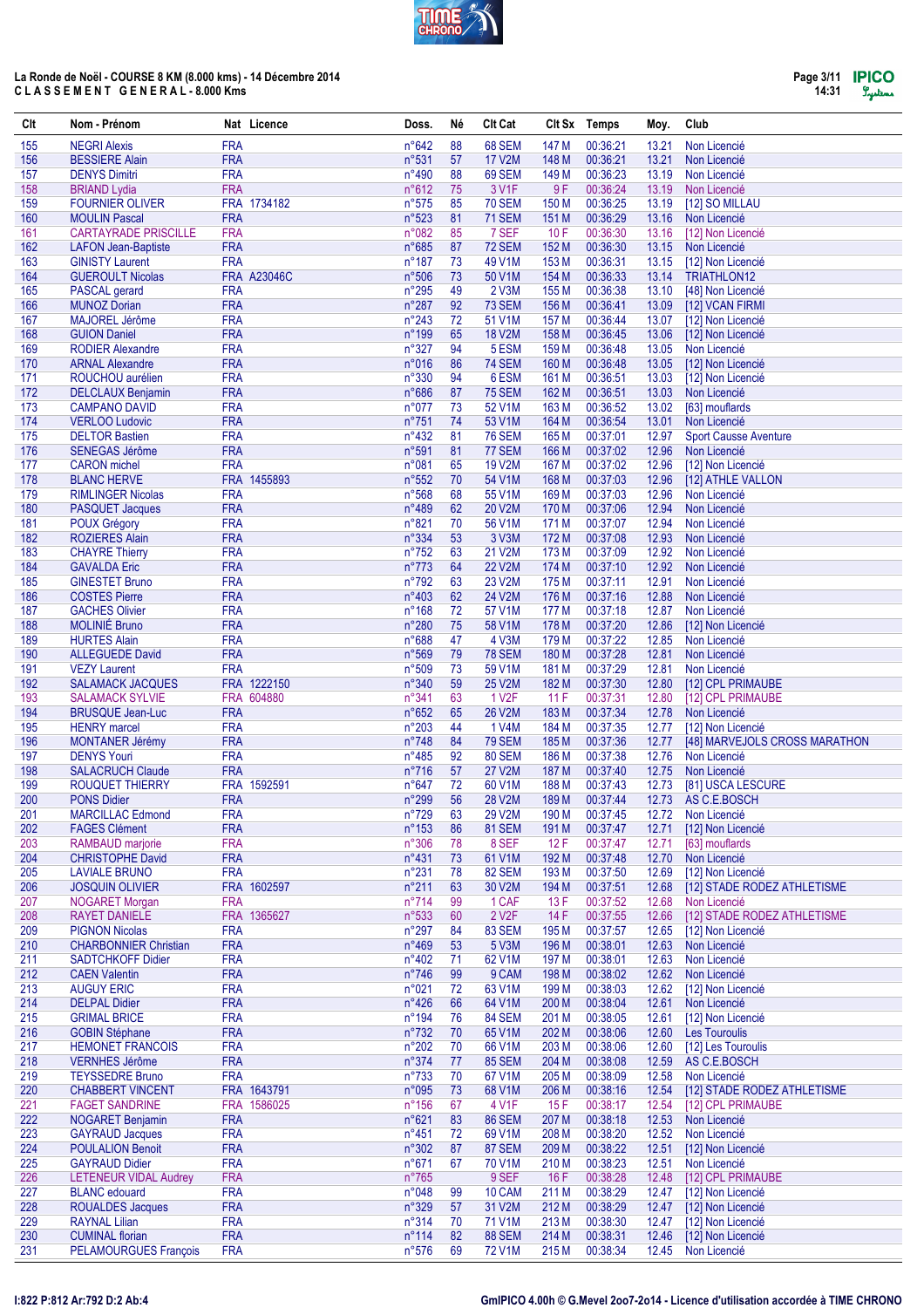**La Ronde de Noël - COURSE 8 KM (8.000 kms) - 14 Décembre 2014**
**C L A S S E M E N T G E N E R A L - 8.000 Kms**

| Clt | Nom - Prénom | Nat | Licence | Doss. | Né | Clt Cat | Clt Sx | Temps | Moy. | Club |
|---|---|---|---|---|---|---|---|---|---|---|
| 155 | NEGRI Alexis | FRA | | n°642 | 88 | 68 SEM | 147 M | 00:36:21 | 13.21 | Non Licencié |
| 156 | BESSIERE Alain | FRA | | n°531 | 57 | 17 V2M | 148 M | 00:36:21 | 13.21 | Non Licencié |
| 157 | DENYS Dimitri | FRA | | n°490 | 88 | 69 SEM | 149 M | 00:36:23 | 13.19 | Non Licencié |
| 158 | BRIAND Lydia | FRA | | n°612 | 75 | 3 V1F | 9 F | 00:36:24 | 13.19 | Non Licencié |
| 159 | FOURNIER OLIVER | FRA | 1734182 | n°575 | 85 | 70 SEM | 150 M | 00:36:25 | 13.19 | [12] SO MILLAU |
| 160 | MOULIN Pascal | FRA | | n°523 | 81 | 71 SEM | 151 M | 00:36:29 | 13.16 | Non Licencié |
| 161 | CARTAYRADE PRISCILLE | FRA | | n°082 | 85 | 7 SEF | 10 F | 00:36:30 | 13.16 | [12] Non Licencié |
| 162 | LAFON Jean-Baptiste | FRA | | n°685 | 87 | 72 SEM | 152 M | 00:36:30 | 13.15 | Non Licencié |
| 163 | GINISTY Laurent | FRA | | n°187 | 73 | 49 V1M | 153 M | 00:36:31 | 13.15 | [12] Non Licencié |
| 164 | GUEROULT Nicolas | FRA | A23046C | n°506 | 73 | 50 V1M | 154 M | 00:36:33 | 13.14 | TRIATHLON12 |
| 165 | PASCAL gerard | FRA | | n°295 | 49 | 2 V3M | 155 M | 00:36:38 | 13.10 | [48] Non Licencié |
| 166 | MUNOZ Dorian | FRA | | n°287 | 92 | 73 SEM | 156 M | 00:36:41 | 13.09 | [12] VCAN FIRMI |
| 167 | MAJOREL Jérôme | FRA | | n°243 | 72 | 51 V1M | 157 M | 00:36:44 | 13.07 | [12] Non Licencié |
| 168 | GUION Daniel | FRA | | n°199 | 65 | 18 V2M | 158 M | 00:36:45 | 13.06 | [12] Non Licencié |
| 169 | RODIER Alexandre | FRA | | n°327 | 94 | 5 ESM | 159 M | 00:36:48 | 13.05 | Non Licencié |
| 170 | ARNAL Alexandre | FRA | | n°016 | 86 | 74 SEM | 160 M | 00:36:48 | 13.05 | [12] Non Licencié |
| 171 | ROUCHOU aurélien | FRA | | n°330 | 94 | 6 ESM | 161 M | 00:36:51 | 13.03 | [12] Non Licencié |
| 172 | DELCLAUX Benjamin | FRA | | n°686 | 87 | 75 SEM | 162 M | 00:36:51 | 13.03 | Non Licencié |
| 173 | CAMPANO DAVID | FRA | | n°077 | 73 | 52 V1M | 163 M | 00:36:52 | 13.02 | [63] mouflards |
| 174 | VERLOO Ludovic | FRA | | n°751 | 74 | 53 V1M | 164 M | 00:36:54 | 13.01 | Non Licencié |
| 175 | DELTOR Bastien | FRA | | n°432 | 81 | 76 SEM | 165 M | 00:37:01 | 12.97 | Sport Causse Aventure |
| 176 | SENEGAS Jérôme | FRA | | n°591 | 81 | 77 SEM | 166 M | 00:37:02 | 12.96 | Non Licencié |
| 177 | CARON michel | FRA | | n°081 | 65 | 19 V2M | 167 M | 00:37:02 | 12.96 | [12] Non Licencié |
| 178 | BLANC HERVE | FRA | 1455893 | n°552 | 70 | 54 V1M | 168 M | 00:37:03 | 12.96 | [12] ATHLE VALLON |
| 179 | RIMLINGER Nicolas | FRA | | n°568 | 68 | 55 V1M | 169 M | 00:37:03 | 12.96 | Non Licencié |
| 180 | PASQUET Jacques | FRA | | n°489 | 62 | 20 V2M | 170 M | 00:37:06 | 12.94 | Non Licencié |
| 181 | POUX Grégory | FRA | | n°821 | 70 | 56 V1M | 171 M | 00:37:07 | 12.94 | Non Licencié |
| 182 | ROZIERES Alain | FRA | | n°334 | 53 | 3 V3M | 172 M | 00:37:08 | 12.93 | Non Licencié |
| 183 | CHAYRE Thierry | FRA | | n°752 | 63 | 21 V2M | 173 M | 00:37:09 | 12.92 | Non Licencié |
| 184 | GAVALDA Eric | FRA | | n°773 | 64 | 22 V2M | 174 M | 00:37:10 | 12.92 | Non Licencié |
| 185 | GINESTET Bruno | FRA | | n°792 | 63 | 23 V2M | 175 M | 00:37:11 | 12.91 | Non Licencié |
| 186 | COSTES Pierre | FRA | | n°403 | 62 | 24 V2M | 176 M | 00:37:16 | 12.88 | Non Licencié |
| 187 | GACHES Olivier | FRA | | n°168 | 72 | 57 V1M | 177 M | 00:37:18 | 12.87 | Non Licencié |
| 188 | MOLINIÉ Bruno | FRA | | n°280 | 75 | 58 V1M | 178 M | 00:37:20 | 12.86 | [12] Non Licencié |
| 189 | HURTES Alain | FRA | | n°688 | 47 | 4 V3M | 179 M | 00:37:22 | 12.85 | Non Licencié |
| 190 | ALLEGUEDE David | FRA | | n°569 | 79 | 78 SEM | 180 M | 00:37:28 | 12.81 | Non Licencié |
| 191 | VEZY Laurent | FRA | | n°509 | 73 | 59 V1M | 181 M | 00:37:29 | 12.81 | Non Licencié |
| 192 | SALAMACK JACQUES | FRA | 1222150 | n°340 | 59 | 25 V2M | 182 M | 00:37:30 | 12.80 | [12] CPL PRIMAUBE |
| 193 | SALAMACK SYLVIE | FRA | 604880 | n°341 | 63 | 1 V2F | 11 F | 00:37:31 | 12.80 | [12] CPL PRIMAUBE |
| 194 | BRUSQUE Jean-Luc | FRA | | n°652 | 65 | 26 V2M | 183 M | 00:37:34 | 12.78 | Non Licencié |
| 195 | HENRY marcel | FRA | | n°203 | 44 | 1 V4M | 184 M | 00:37:35 | 12.77 | [12] Non Licencié |
| 196 | MONTANER Jérémy | FRA | | n°748 | 84 | 79 SEM | 185 M | 00:37:36 | 12.77 | [48] MARVEJOLS CROSS MARATHON |
| 197 | DENYS Youri | FRA | | n°485 | 92 | 80 SEM | 186 M | 00:37:38 | 12.76 | Non Licencié |
| 198 | SALACRUCH Claude | FRA | | n°716 | 57 | 27 V2M | 187 M | 00:37:40 | 12.75 | Non Licencié |
| 199 | ROUQUET THIERRY | FRA | 1592591 | n°647 | 72 | 60 V1M | 188 M | 00:37:43 | 12.73 | [81] USCA LESCURE |
| 200 | PONS Didier | FRA | | n°299 | 56 | 28 V2M | 189 M | 00:37:44 | 12.73 | AS C.E.BOSCH |
| 201 | MARCILLAC Edmond | FRA | | n°729 | 63 | 29 V2M | 190 M | 00:37:45 | 12.72 | Non Licencié |
| 202 | FAGES Clément | FRA | | n°153 | 86 | 81 SEM | 191 M | 00:37:47 | 12.71 | [12] Non Licencié |
| 203 | RAMBAUD marjorie | FRA | | n°306 | 78 | 8 SEF | 12 F | 00:37:47 | 12.71 | [63] mouflards |
| 204 | CHRISTOPHE David | FRA | | n°431 | 73 | 61 V1M | 192 M | 00:37:48 | 12.70 | Non Licencié |
| 205 | LAVIALE BRUNO | FRA | | n°231 | 78 | 82 SEM | 193 M | 00:37:50 | 12.69 | [12] Non Licencié |
| 206 | JOSQUIN OLIVIER | FRA | 1602597 | n°211 | 63 | 30 V2M | 194 M | 00:37:51 | 12.68 | [12] STADE RODEZ ATHLETISME |
| 207 | NOGARET Morgan | FRA | | n°714 | 99 | 1 CAF | 13 F | 00:37:52 | 12.68 | Non Licencié |
| 208 | RAYET DANIELE | FRA | 1365627 | n°533 | 60 | 2 V2F | 14 F | 00:37:55 | 12.66 | [12] STADE RODEZ ATHLETISME |
| 209 | PIGNON Nicolas | FRA | | n°297 | 84 | 83 SEM | 195 M | 00:37:57 | 12.65 | [12] Non Licencié |
| 210 | CHARBONNIER Christian | FRA | | n°469 | 53 | 5 V3M | 196 M | 00:38:01 | 12.63 | Non Licencié |
| 211 | SADTCHKOFF Didier | FRA | | n°402 | 71 | 62 V1M | 197 M | 00:38:01 | 12.63 | Non Licencié |
| 212 | CAEN Valentin | FRA | | n°746 | 99 | 9 CAM | 198 M | 00:38:02 | 12.62 | Non Licencié |
| 213 | AUGUY ERIC | FRA | | n°021 | 72 | 63 V1M | 199 M | 00:38:03 | 12.62 | [12] Non Licencié |
| 214 | DELPAL Didier | FRA | | n°426 | 66 | 64 V1M | 200 M | 00:38:04 | 12.61 | Non Licencié |
| 215 | GRIMAL BRICE | FRA | | n°194 | 76 | 84 SEM | 201 M | 00:38:05 | 12.61 | [12] Non Licencié |
| 216 | GOBIN Stéphane | FRA | | n°732 | 70 | 65 V1M | 202 M | 00:38:06 | 12.60 | Les Tourouils |
| 217 | HEMONET FRANCOIS | FRA | | n°202 | 70 | 66 V1M | 203 M | 00:38:06 | 12.60 | [12] Les Tourouils |
| 218 | VERNHES Jérôme | FRA | | n°374 | 77 | 85 SEM | 204 M | 00:38:08 | 12.59 | AS C.E.BOSCH |
| 219 | TEYSSEDRE Bruno | FRA | | n°733 | 70 | 67 V1M | 205 M | 00:38:09 | 12.58 | Non Licencié |
| 220 | CHABBERT VINCENT | FRA | 1643791 | n°095 | 73 | 68 V1M | 206 M | 00:38:16 | 12.54 | [12] STADE RODEZ ATHLETISME |
| 221 | FAGET SANDRINE | FRA | 1586025 | n°156 | 67 | 4 V1F | 15 F | 00:38:17 | 12.54 | [12] CPL PRIMAUBE |
| 222 | NOGARET Benjamin | FRA | | n°621 | 83 | 86 SEM | 207 M | 00:38:18 | 12.53 | Non Licencié |
| 223 | GAYRAUD Jacques | FRA | | n°451 | 72 | 69 V1M | 208 M | 00:38:20 | 12.52 | Non Licencié |
| 224 | POURALION Benoit | FRA | | n°302 | 87 | 87 SEM | 209 M | 00:38:22 | 12.51 | [12] Non Licencié |
| 225 | GAYRAUD Didier | FRA | | n°671 | 67 | 70 V1M | 210 M | 00:38:23 | 12.51 | Non Licencié |
| 226 | LETENEUR VIDAL Audrey | FRA | | n°765 | | 9 SEF | 16 F | 00:38:28 | 12.48 | [12] CPL PRIMAUBE |
| 227 | BLANC edouard | FRA | | n°048 | 99 | 10 CAM | 211 M | 00:38:29 | 12.47 | [12] Non Licencié |
| 228 | ROUALDES Jacques | FRA | | n°329 | 57 | 31 V2M | 212 M | 00:38:29 | 12.47 | [12] Non Licencié |
| 229 | RAYNAL Lilian | FRA | | n°314 | 70 | 71 V1M | 213 M | 00:38:30 | 12.47 | [12] Non Licencié |
| 230 | CUMINAL florian | FRA | | n°114 | 82 | 88 SEM | 214 M | 00:38:31 | 12.46 | [12] Non Licencié |
| 231 | PELAMOURGUES François | FRA | | n°576 | 69 | 72 V1M | 215 M | 00:38:34 | 12.45 | Non Licencié |

I:822 P:812 Ar:792 D:2 Ab:4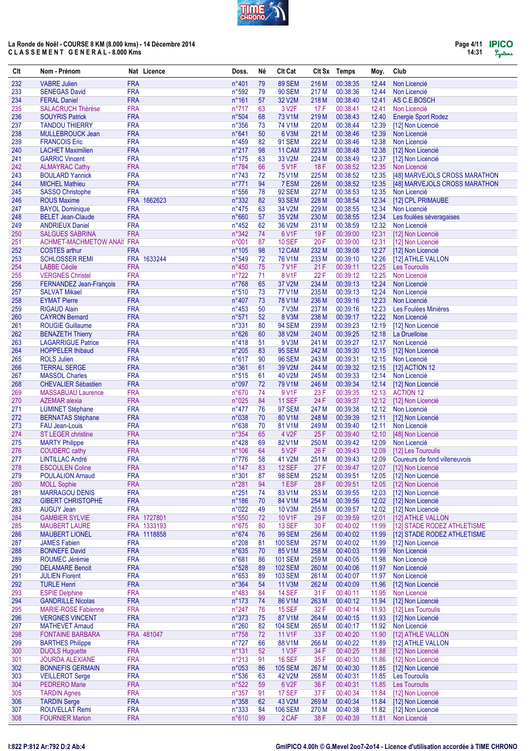La Ronde de Noël - COURSE 8 KM (8.000 kms) - 14 Décembre 2014
C L A S S E M E N T G E N E R A L - 8.000 Kms

| Clt | Nom - Prénom | Nat | Licence | Doss. | Né | Clt Cat | Clt Sx | Temps | Moy. | Club |
|---|---|---|---|---|---|---|---|---|---|---|
| 232 | VABRE Julien | FRA | | n°401 | 79 | 89 SEM | 216 M | 00:38:35 | 12.44 | Non Licencié |
| 233 | SENEGAS David | FRA | | n°592 | 79 | 90 SEM | 217 M | 00:38:36 | 12.44 | Non Licencié |
| 234 | FERAL Daniel | FRA | | n°161 | 57 | 32 V2M | 218 M | 00:38:40 | 12.41 | AS C.E.BOSCH |
| 235 | SALACRUCH Thérèse | FRA | | n°717 | 63 | 3 V2F | 17 F | 00:38:41 | 12.41 | Non Licencié |
| 236 | SOUYRIS Patrick | FRA | | n°504 | 68 | 73 V1M | 219 M | 00:38:43 | 12.40 | Energie Sport Rodez |
| 237 | TANDOU THIERRY | FRA | | n°356 | 73 | 74 V1M | 220 M | 00:38:44 | 12.39 | [12] Non Licencié |
| 238 | MULLEBROUCK Jean | FRA | | n°641 | 50 | 6 V3M | 221 M | 00:38:46 | 12.39 | Non Licencié |
| 239 | FRANCOIS Eric | FRA | | n°459 | 82 | 91 SEM | 222 M | 00:38:46 | 12.38 | Non Licencié |
| 240 | LACHET Maximilien | FRA | | n°217 | 98 | 11 CAM | 223 M | 00:38:48 | 12.38 | [12] Non Licencié |
| 241 | GARRIC Vincent | FRA | | n°175 | 63 | 33 V2M | 224 M | 00:38:49 | 12.37 | [12] Non Licencié |
| 242 | ALMAYRAC Cathy | FRA | | n°784 | 66 | 5 V1F | 18 F | 00:38:52 | 12.35 | Non Licencié |
| 243 | BOULARD Yannick | FRA | | n°743 | 72 | 75 V1M | 225 M | 00:38:52 | 12.35 | [48] MARVEJOLS CROSS MARATHON |
| 244 | MICHEL Mathieu | FRA | | n°771 | 94 | 7 ESM | 226 M | 00:38:52 | 12.35 | [48] MARVEJOLS CROSS MARATHON |
| 245 | SASSO Christophe | FRA | | n°556 | 78 | 92 SEM | 227 M | 00:38:53 | 12.35 | Non Licencié |
| 246 | ROUS Maxime | FRA | 1662623 | n°332 | 82 | 93 SEM | 228 M | 00:38:54 | 12.34 | [12] CPL PRIMAUBE |
| 247 | BAYOL Dominique | FRA | | n°475 | 63 | 34 V2M | 229 M | 00:38:55 | 12.34 | Non Licencié |
| 248 | BELET Jean-Claude | FRA | | n°660 | 57 | 35 V2M | 230 M | 00:38:55 | 12.34 | Les foulées séveragaises |
| 249 | ANDRIEUX Daniel | FRA | | n°452 | 62 | 36 V2M | 231 M | 00:38:59 | 12.32 | Non Licencié |
| 250 | SALGUES SABRINA | FRA | | n°342 | 74 | 6 V1F | 19 F | 00:39:00 | 12.31 | [12] Non Licencié |
| 251 | ACHMET-MACHMETOW ANAÏ | FRA | | n°001 | 87 | 10 SEF | 20 F | 00:39:00 | 12.31 | [12] Non Licencié |
| 252 | COSTES arthur | FRA | | n°105 | 98 | 12 CAM | 232 M | 00:39:08 | 12.27 | [12] Non Licencié |
| 253 | SCHLOSSER REMI | FRA | 1633244 | n°549 | 72 | 76 V1M | 233 M | 00:39:10 | 12.26 | [12] ATHLE VALLON |
| 254 | LABBE Cécile | FRA | | n°450 | 75 | 7 V1F | 21 F | 00:39:11 | 12.25 | Les Touroulis |
| 255 | VERGNES Christel | FRA | | n°722 | 71 | 8 V1F | 22 F | 00:39:12 | 12.25 | Non Licencié |
| 256 | FERNANDEZ Jean-François | FRA | | n°768 | 65 | 37 V2M | 234 M | 00:39:13 | 12.24 | Non Licencié |
| 257 | SALVAT Mikael | FRA | | n°510 | 73 | 77 V1M | 235 M | 00:39:13 | 12.24 | Non Licencié |
| 258 | EYMAT Pierre | FRA | | n°407 | 73 | 78 V1M | 236 M | 00:39:16 | 12.23 | Non Licencié |
| 259 | RIGAUD Alain | FRA | | n°453 | 50 | 7 V3M | 237 M | 00:39:16 | 12.23 | Les Foulées Minières |
| 260 | CAYRON Bernard | FRA | | n°571 | 52 | 8 V3M | 238 M | 00:39:17 | 12.22 | Non Licencié |
| 261 | ROUGIE Guillaume | FRA | | n°331 | 80 | 94 SEM | 239 M | 00:39:23 | 12.19 | [12] Non Licencié |
| 262 | BENAZETH Thierry | FRA | | n°626 | 60 | 38 V2M | 240 M | 00:39:25 | 12.18 | La Druelloise |
| 263 | LAGARRIGUE Patrice | FRA | | n°418 | 51 | 9 V3M | 241 M | 00:39:27 | 12.17 | Non Licencié |
| 264 | HOPPELER thibaud | FRA | | n°205 | 83 | 95 SEM | 242 M | 00:39:30 | 12.15 | [12] Non Licencié |
| 265 | ROLS Julien | FRA | | n°617 | 90 | 96 SEM | 243 M | 00:39:31 | 12.15 | Non Licencié |
| 266 | TERRAL SERGE | FRA | | n°361 | 61 | 39 V2M | 244 M | 00:39:32 | 12.15 | [12] ACTION 12 |
| 267 | MASSOL Charles | FRA | | n°515 | 61 | 40 V2M | 245 M | 00:39:33 | 12.14 | Non Licencié |
| 268 | CHEVALIER Sébastien | FRA | | n°097 | 72 | 79 V1M | 246 M | 00:39:34 | 12.14 | [12] Non Licencié |
| 269 | MASSABUAU Laurence | FRA | | n°670 | 74 | 9 V1F | 23 F | 00:39:35 | 12.13 | ACTION 12 |
| 270 | AZEMAR alexia | FRA | | n°025 | 84 | 11 SEF | 24 F | 00:39:37 | 12.12 | [12] Non Licencié |
| 271 | LUMINET Stéphane | FRA | | n°477 | 76 | 97 SEM | 247 M | 00:39:38 | 12.12 | Non Licencié |
| 272 | BERNATAS Stéphane | FRA | | n°038 | 70 | 80 V1M | 248 M | 00:39:39 | 12.11 | [12] Non Licencié |
| 273 | FAU Jean-Louis | FRA | | n°638 | 70 | 81 V1M | 249 M | 00:39:40 | 12.11 | Non Licencié |
| 274 | ST LEGER christine | FRA | | n°354 | 65 | 4 V2F | 25 F | 00:39:40 | 12.10 | [48] Non Licencié |
| 275 | MARTY Philippe | FRA | | n°428 | 69 | 82 V1M | 250 M | 00:39:42 | 12.09 | Non Licencié |
| 276 | COUDERC cathy | FRA | | n°106 | 64 | 5 V2F | 26 F | 00:39:43 | 12.09 | [12] Les Touroulis |
| 277 | LINTILLAC André | FRA | | n°776 | 58 | 41 V2M | 251 M | 00:39:43 | 12.09 | Coureurs de fond villeneuvois |
| 278 | ESCOULEN Coline | FRA | | n°147 | 83 | 12 SEF | 27 F | 00:39:47 | 12.07 | [12] Non Licencié |
| 279 | POULALION Arnaud | FRA | | n°301 | 87 | 98 SEM | 252 M | 00:39:51 | 12.05 | [12] Non Licencié |
| 280 | MOLL Sophie | FRA | | n°281 | 94 | 1 ESF | 28 F | 00:39:51 | 12.05 | [12] Non Licencié |
| 281 | MARRAGOU DENIS | FRA | | n°251 | 74 | 83 V1M | 253 M | 00:39:55 | 12.03 | [12] Non Licencié |
| 282 | GIBERT CHRISTOPHE | FRA | | n°186 | 70 | 84 V1M | 254 M | 00:39:56 | 12.02 | [12] Non Licencié |
| 283 | AUGUY Jean | FRA | | n°022 | 49 | 10 V3M | 255 M | 00:39:57 | 12.02 | [12] Non Licencié |
| 284 | GAMBIER SYLVIE | FRA | 1727801 | n°550 | 72 | 10 V1F | 29 F | 00:39:59 | 12.01 | [12] ATHLE VALLON |
| 285 | MAUBERT LAURE | FRA | 1333193 | n°675 | 80 | 13 SEF | 30 F | 00:40:02 | 11.99 | [12] STADE RODEZ ATHLETISME |
| 286 | MAUBERT LIONEL | FRA | 1118858 | n°674 | 76 | 99 SEM | 256 M | 00:40:02 | 11.99 | [12] STADE RODEZ ATHLETISME |
| 287 | JAMES Fabien | FRA | | n°208 | 81 | 100 SEM | 257 M | 00:40:02 | 11.99 | [12] Non Licencié |
| 288 | BONNEFE David | FRA | | n°635 | 70 | 85 V1M | 258 M | 00:40:03 | 11.99 | Non Licencié |
| 289 | ROUMEC Jérémie | FRA | | n°681 | 86 | 101 SEM | 259 M | 00:40:05 | 11.98 | Non Licencié |
| 290 | DELAMARE Benoit | FRA | | n°528 | 89 | 102 SEM | 260 M | 00:40:06 | 11.97 | Non Licencié |
| 291 | JULIEN Florent | FRA | | n°653 | 89 | 103 SEM | 261 M | 00:40:07 | 11.97 | Non Licencié |
| 292 | TURLE Henri | FRA | | n°364 | 54 | 11 V3M | 262 M | 00:40:09 | 11.96 | [12] Non Licencié |
| 293 | ESPIE Delphine | FRA | | n°483 | 84 | 14 SEF | 31 F | 00:40:11 | 11.95 | Non Licencié |
| 294 | GANDRILLE Nicolas | FRA | | n°173 | 74 | 86 V1M | 263 M | 00:40:12 | 11.94 | [12] Non Licencié |
| 295 | MARIE-ROSE Fabienne | FRA | | n°247 | 76 | 15 SEF | 32 F | 00:40:14 | 11.93 | [12] Les Touroulis |
| 296 | VERGNES VINCENT | FRA | | n°373 | 75 | 87 V1M | 264 M | 00:40:15 | 11.93 | [12] Non Licencié |
| 297 | MATHEVET Arnaud | FRA | | n°260 | 82 | 104 SEM | 265 M | 00:40:17 | 11.92 | Non Licencié |
| 298 | FONTAINE BARBARA | FRA | 481047 | n°758 | 72 | 11 V1F | 33 F | 00:40:20 | 11.90 | [12] ATHLE VALLON |
| 299 | BARTHES Philippe | FRA | | n°727 | 66 | 88 V1M | 266 M | 00:40:22 | 11.89 | [12] ATHLE VALLON |
| 300 | DIJOLS Huguette | FRA | | n°131 | 52 | 1 V3F | 34 F | 00:40:25 | 11.88 | [12] Non Licencié |
| 301 | JOURDA ALEXIANE | FRA | | n°213 | 91 | 16 SEF | 35 F | 00:40:30 | 11.86 | [12] Non Licencié |
| 302 | BONNEFIS GERMAIN | FRA | | n°053 | 86 | 105 SEM | 267 M | 00:40:30 | 11.85 | [12] Non Licencié |
| 303 | VEILLEROT Serge | FRA | | n°536 | 63 | 42 V2M | 268 M | 00:40:31 | 11.85 | Les Touroulis |
| 304 | PEDRERO Marie | FRA | | n°522 | 59 | 6 V2F | 36 F | 00:40:31 | 11.85 | Les Touroulis |
| 305 | TARDIN Agnes | FRA | | n°357 | 91 | 17 SEF | 37 F | 00:40:34 | 11.84 | [12] Non Licencié |
| 306 | TARDIN Serge | FRA | | n°358 | 62 | 43 V2M | 269 M | 00:40:34 | 11.84 | [12] Non Licencié |
| 307 | ROUVELLAT Remi | FRA | | n°333 | 84 | 106 SEM | 270 M | 00:40:38 | 11.82 | [12] Non Licencié |
| 308 | FOURNIER Marion | FRA | | n°610 | 99 | 2 CAF | 38 F | 00:40:39 | 11.81 | Non Licencié |

I:822 P:812 Ar:792 D:2 Ab:4

GmIPICO 4.00h © G.Mevel 2oo7-2o14 - Licence d'utilisation accordée à TIME CHRONO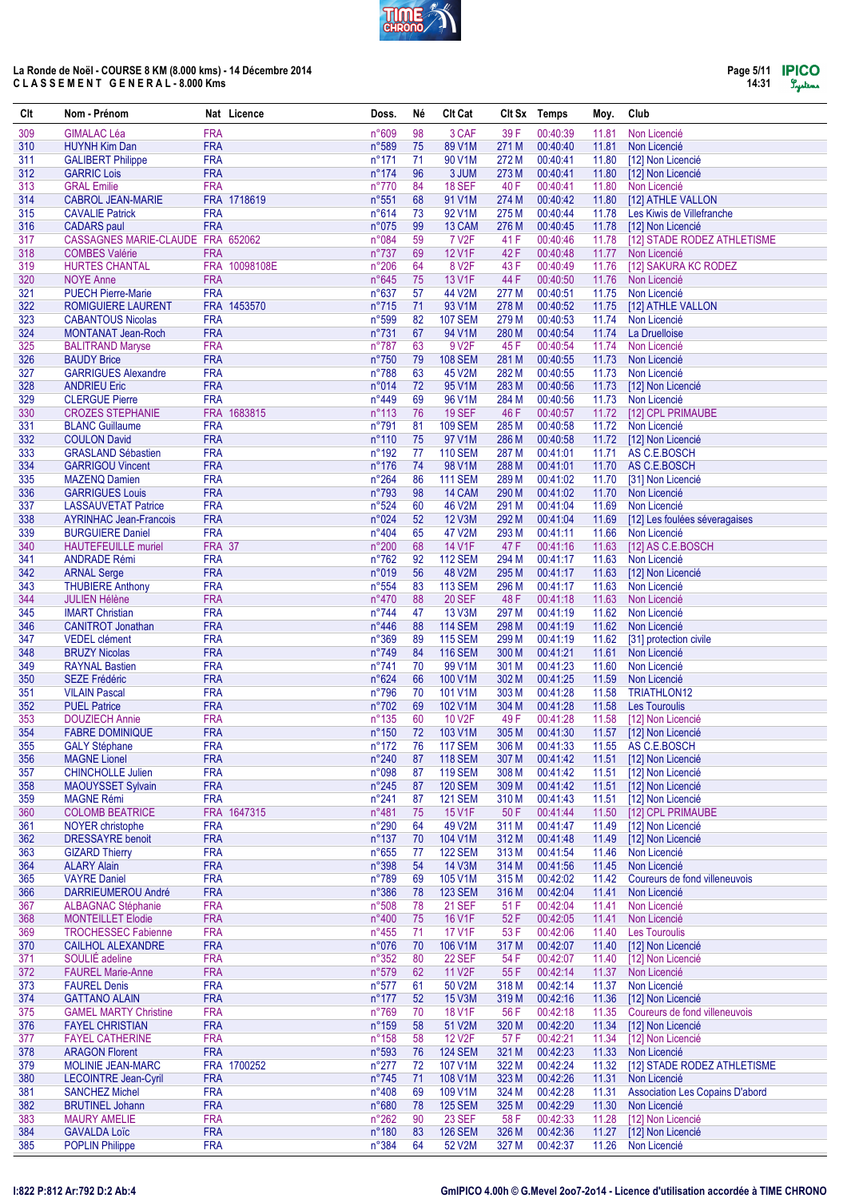La Ronde de Noël - COURSE 8 KM (8.000 kms) - 14 Décembre 2014
CLASSEMENT GENERAL - 8.000 Kms

| Clt | Nom - Prénom | Nat | Licence | Doss. | Né | Clt Cat | Clt Sx | Temps | Moy. | Club |
|---|---|---|---|---|---|---|---|---|---|---|
| 309 | GIMALAC Léa | FRA | | n°609 | 98 | 3 CAF | 39 F | 00:40:39 | 11.81 | Non Licencié |
| 310 | HUYNH Kim Dan | FRA | | n°589 | 75 | 89 V1M | 271 M | 00:40:40 | 11.81 | Non Licencié |
| 311 | GALIBERT Philippe | FRA | | n°171 | 71 | 90 V1M | 272 M | 00:40:41 | 11.80 | [12] Non Licencié |
| 312 | GARRIC Lois | FRA | | n°174 | 96 | 3 JUM | 273 M | 00:40:41 | 11.80 | [12] Non Licencié |
| 313 | GRAL Emilie | FRA | | n°770 | 84 | 18 SEF | 40 F | 00:40:41 | 11.80 | Non Licencié |
| 314 | CABROL JEAN-MARIE | FRA | 1718619 | n°551 | 68 | 91 V1M | 274 M | 00:40:42 | 11.80 | [12] ATHLE VALLON |
| 315 | CAVALIE Patrick | FRA | | n°614 | 73 | 92 V1M | 275 M | 00:40:44 | 11.78 | Les Kiwis de Villefranche |
| 316 | CADARS paul | FRA | | n°075 | 99 | 13 CAM | 276 M | 00:40:45 | 11.78 | [12] Non Licencié |
| 317 | CASSAGNES MARIE-CLAUDE | FRA | 652062 | n°084 | 59 | 7 V2F | 41 F | 00:40:46 | 11.78 | [12] STADE RODEZ ATHLETISME |
| 318 | COMBES Valérie | FRA | | n°737 | 69 | 12 V1F | 42 F | 00:40:48 | 11.77 | Non Licencié |
| 319 | HURTES CHANTAL | FRA | 10098108E | n°206 | 64 | 8 V2F | 43 F | 00:40:49 | 11.76 | [12] SAKURA KC RODEZ |
| 320 | NOYE Anne | FRA | | n°645 | 75 | 13 V1F | 44 F | 00:40:50 | 11.76 | Non Licencié |
| 321 | PUECH Pierre-Marie | FRA | | n°637 | 57 | 44 V2M | 277 M | 00:40:51 | 11.75 | Non Licencié |
| 322 | ROMIGUIERE LAURENT | FRA | 1453570 | n°715 | 71 | 93 V1M | 278 M | 00:40:52 | 11.75 | [12] ATHLE VALLON |
| 323 | CABANTOUS Nicolas | FRA | | n°599 | 82 | 107 SEM | 279 M | 00:40:53 | 11.74 | Non Licencié |
| 324 | MONTANAT Jean-Roch | FRA | | n°731 | 67 | 94 V1M | 280 M | 00:40:54 | 11.74 | La Druelloise |
| 325 | BALITRAND Maryse | FRA | | n°787 | 63 | 9 V2F | 45 F | 00:40:54 | 11.74 | Non Licencié |
| 326 | BAUDY Brice | FRA | | n°750 | 79 | 108 SEM | 281 M | 00:40:55 | 11.73 | Non Licencié |
| 327 | GARRIGUES Alexandre | FRA | | n°788 | 63 | 45 V2M | 282 M | 00:40:55 | 11.73 | Non Licencié |
| 328 | ANDRIEU Eric | FRA | | n°014 | 72 | 95 V1M | 283 M | 00:40:56 | 11.73 | [12] Non Licencié |
| 329 | CLERGUE Pierre | FRA | | n°449 | 69 | 96 V1M | 284 M | 00:40:56 | 11.73 | Non Licencié |
| 330 | CROZES STEPHANIE | FRA | 1683815 | n°113 | 76 | 19 SEF | 46 F | 00:40:57 | 11.72 | [12] CPL PRIMAUBE |
| 331 | BLANC Guillaume | FRA | | n°791 | 81 | 109 SEM | 285 M | 00:40:58 | 11.72 | Non Licencié |
| 332 | COULON David | FRA | | n°110 | 75 | 97 V1M | 286 M | 00:40:58 | 11.72 | [12] Non Licencié |
| 333 | GRASLAND Sébastien | FRA | | n°192 | 77 | 110 SEM | 287 M | 00:41:01 | 11.71 | AS C.E.BOSCH |
| 334 | GARRIGOU Vincent | FRA | | n°176 | 74 | 98 V1M | 288 M | 00:41:01 | 11.70 | AS C.E.BOSCH |
| 335 | MAZENQ Damien | FRA | | n°264 | 86 | 111 SEM | 289 M | 00:41:02 | 11.70 | [31] Non Licencié |
| 336 | GARRIGUES Louis | FRA | | n°793 | 98 | 14 CAM | 290 M | 00:41:02 | 11.70 | Non Licencié |
| 337 | LASSAUVETAT Patrice | FRA | | n°524 | 60 | 46 V2M | 291 M | 00:41:04 | 11.69 | Non Licencié |
| 338 | AYRINHAC Jean-Francois | FRA | | n°024 | 52 | 12 V3M | 292 M | 00:41:04 | 11.69 | [12] Les foulées séveragaises |
| 339 | BURGUIERE Daniel | FRA | | n°404 | 65 | 47 V2M | 293 M | 00:41:11 | 11.66 | Non Licencié |
| 340 | HAUTEFEUILLE muriel | FRA | 37 | n°200 | 68 | 14 V1F | 47 F | 00:41:16 | 11.63 | [12] AS C.E.BOSCH |
| 341 | ANDRADE Rémi | FRA | | n°762 | 92 | 112 SEM | 294 M | 00:41:17 | 11.63 | Non Licencié |
| 342 | ARNAL Serge | FRA | | n°019 | 56 | 48 V2M | 295 M | 00:41:17 | 11.63 | [12] Non Licencié |
| 343 | THUBIERE Anthony | FRA | | n°554 | 83 | 113 SEM | 296 M | 00:41:17 | 11.63 | Non Licencié |
| 344 | JULIEN Hélène | FRA | | n°470 | 88 | 20 SEF | 48 F | 00:41:18 | 11.63 | Non Licencié |
| 345 | IMART Christian | FRA | | n°744 | 47 | 13 V3M | 297 M | 00:41:19 | 11.62 | Non Licencié |
| 346 | CANITROT Jonathan | FRA | | n°446 | 88 | 114 SEM | 298 M | 00:41:19 | 11.62 | Non Licencié |
| 347 | VEDEL clément | FRA | | n°369 | 89 | 115 SEM | 299 M | 00:41:19 | 11.62 | [31] protection civile |
| 348 | BRUZY Nicolas | FRA | | n°749 | 84 | 116 SEM | 300 M | 00:41:21 | 11.61 | Non Licencié |
| 349 | RAYNAL Bastien | FRA | | n°741 | 70 | 99 V1M | 301 M | 00:41:23 | 11.60 | Non Licencié |
| 350 | SEZE Frédéric | FRA | | n°624 | 66 | 100 V1M | 302 M | 00:41:25 | 11.59 | Non Licencié |
| 351 | VILAIN Pascal | FRA | | n°796 | 70 | 101 V1M | 303 M | 00:41:28 | 11.58 | TRIATHLON12 |
| 352 | PUEL Patrice | FRA | | n°702 | 69 | 102 V1M | 304 M | 00:41:28 | 11.58 | Les Touroulis |
| 353 | DOUZIECH Annie | FRA | | n°135 | 60 | 10 V2F | 49 F | 00:41:28 | 11.58 | [12] Non Licencié |
| 354 | FABRE DOMINIQUE | FRA | | n°150 | 72 | 103 V1M | 305 M | 00:41:30 | 11.57 | [12] Non Licencié |
| 355 | GALY Stéphane | FRA | | n°172 | 76 | 117 SEM | 306 M | 00:41:33 | 11.55 | AS C.E.BOSCH |
| 356 | MAGNE Lionel | FRA | | n°240 | 87 | 118 SEM | 307 M | 00:41:42 | 11.51 | [12] Non Licencié |
| 357 | CHINCHOLLE Julien | FRA | | n°098 | 87 | 119 SEM | 308 M | 00:41:42 | 11.51 | [12] Non Licencié |
| 358 | MAOUYSSET Sylvain | FRA | | n°245 | 87 | 120 SEM | 309 M | 00:41:42 | 11.51 | [12] Non Licencié |
| 359 | MAGNE Rémi | FRA | | n°241 | 87 | 121 SEM | 310 M | 00:41:43 | 11.51 | [12] Non Licencié |
| 360 | COLOMB BEATRICE | FRA | 1647315 | n°481 | 75 | 15 V1F | 50 F | 00:41:44 | 11.50 | [12] CPL PRIMAUBE |
| 361 | NOYER christophe | FRA | | n°290 | 64 | 49 V2M | 311 M | 00:41:47 | 11.49 | [12] Non Licencié |
| 362 | DRESSAYRE benoit | FRA | | n°137 | 70 | 104 V1M | 312 M | 00:41:48 | 11.49 | [12] Non Licencié |
| 363 | GIZARD Thierry | FRA | | n°655 | 77 | 122 SEM | 313 M | 00:41:54 | 11.46 | Non Licencié |
| 364 | ALARY Alain | FRA | | n°398 | 54 | 14 V3M | 314 M | 00:41:56 | 11.45 | Non Licencié |
| 365 | VAYRE Daniel | FRA | | n°789 | 69 | 105 V1M | 315 M | 00:42:02 | 11.42 | Coureurs de fond villeneuvois |
| 366 | DARRIEUMEROU André | FRA | | n°386 | 78 | 123 SEM | 316 M | 00:42:04 | 11.41 | Non Licencié |
| 367 | ALBAGNAC Stéphanie | FRA | | n°508 | 78 | 21 SEF | 51 F | 00:42:04 | 11.41 | Non Licencié |
| 368 | MONTEILLET Elodie | FRA | | n°400 | 75 | 16 V1F | 52 F | 00:42:05 | 11.41 | Non Licencié |
| 369 | TROCHESSEC Fabienne | FRA | | n°455 | 71 | 17 V1F | 53 F | 00:42:06 | 11.40 | Les Touroulis |
| 370 | CAILHOL ALEXANDRE | FRA | | n°076 | 70 | 106 V1M | 317 M | 00:42:07 | 11.40 | [12] Non Licencié |
| 371 | SOULIÉ adeline | FRA | | n°352 | 80 | 22 SEF | 54 F | 00:42:07 | 11.40 | [12] Non Licencié |
| 372 | FAUREL Marie-Anne | FRA | | n°579 | 62 | 11 V2F | 55 F | 00:42:14 | 11.37 | Non Licencié |
| 373 | FAUREL Denis | FRA | | n°577 | 61 | 50 V2M | 318 M | 00:42:14 | 11.37 | Non Licencié |
| 374 | GATTANO ALAIN | FRA | | n°177 | 52 | 15 V3M | 319 M | 00:42:16 | 11.36 | [12] Non Licencié |
| 375 | GAMEL MARTY Christine | FRA | | n°769 | 70 | 18 V1F | 56 F | 00:42:18 | 11.35 | Coureurs de fond villeneuvois |
| 376 | FAYEL CHRISTIAN | FRA | | n°159 | 58 | 51 V2M | 320 M | 00:42:20 | 11.34 | [12] Non Licencié |
| 377 | FAYEL CATHERINE | FRA | | n°158 | 58 | 12 V2F | 57 F | 00:42:21 | 11.34 | [12] Non Licencié |
| 378 | ARAGON Florent | FRA | | n°593 | 76 | 124 SEM | 321 M | 00:42:23 | 11.33 | Non Licencié |
| 379 | MOLINIE JEAN-MARC | FRA | 1700252 | n°277 | 72 | 107 V1M | 322 M | 00:42:24 | 11.32 | [12] STADE RODEZ ATHLETISME |
| 380 | LECOINTRE Jean-Cyril | FRA | | n°745 | 71 | 108 V1M | 323 M | 00:42:26 | 11.31 | Non Licencié |
| 381 | SANCHEZ Michel | FRA | | n°408 | 69 | 109 V1M | 324 M | 00:42:28 | 11.31 | Association Les Copains D'abord |
| 382 | BRUTINEL Johann | FRA | | n°680 | 78 | 125 SEM | 325 M | 00:42:29 | 11.30 | Non Licencié |
| 383 | MAURY AMELIE | FRA | | n°262 | 90 | 23 SEF | 58 F | 00:42:33 | 11.28 | [12] Non Licencié |
| 384 | GAVALDA Loïc | FRA | | n°180 | 83 | 126 SEM | 326 M | 00:42:36 | 11.27 | [12] Non Licencié |
| 385 | POPLIN Philippe | FRA | | n°384 | 64 | 52 V2M | 327 M | 00:42:37 | 11.26 | Non Licencié |

I:822 P:812 Ar:792 D:2 Ab:4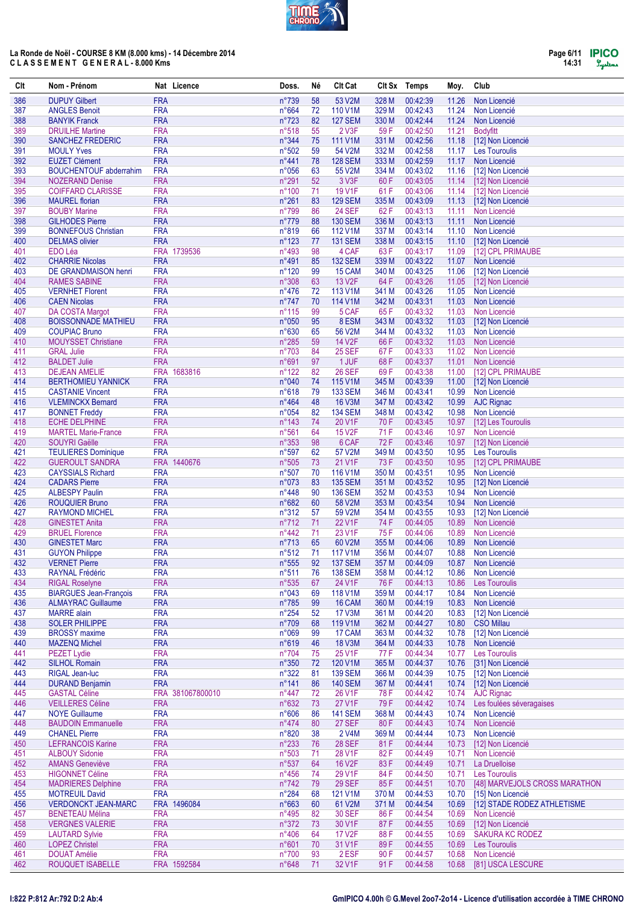La Ronde de Noël - COURSE 8 KM (8.000 kms) - 14 Décembre 2014

C L A S S E M E N T   G E N E R A L - 8.000 Kms

| Clt | Nom - Prénom | Nat | Licence | Doss. | Né | Clt Cat | Clt Sx | Temps | Moy. | Club |
|---|---|---|---|---|---|---|---|---|---|---|
| 386 | DUPUY Gilbert | FRA | | n°739 | 58 | 53 V2M | 328 M | 00:42:39 | 11.26 | Non Licencié |
| 387 | ANGLES Benoit | FRA | | n°664 | 72 | 110 V1M | 329 M | 00:42:43 | 11.24 | Non Licencié |
| 388 | BANYIK Franck | FRA | | n°723 | 82 | 127 SEM | 330 M | 00:42:44 | 11.24 | Non Licencié |
| 389 | DRUILHE Martine | FRA | | n°518 | 55 | 2 V3F | 59 F | 00:42:50 | 11.21 | Bodyfitt |
| 390 | SANCHEZ FREDERIC | FRA | | n°344 | 75 | 111 V1M | 331 M | 00:42:56 | 11.18 | [12] Non Licencié |
| 391 | MOULY Yves | FRA | | n°502 | 59 | 54 V2M | 332 M | 00:42:58 | 11.17 | Les Tourouils |
| 392 | EUZET Clément | FRA | | n°441 | 78 | 128 SEM | 333 M | 00:42:59 | 11.17 | Non Licencié |
| 393 | BOUCHENTOUF abderrahim | FRA | | n°056 | 63 | 55 V2M | 334 M | 00:43:02 | 11.16 | [12] Non Licencié |
| 394 | NOZERAND Denise | FRA | | n°291 | 52 | 3 V3F | 60 F | 00:43:05 | 11.14 | [12] Non Licencié |
| 395 | COIFFARD CLARISSE | FRA | | n°100 | 71 | 19 V1F | 61 F | 00:43:06 | 11.14 | [12] Non Licencié |
| 396 | MAUREL florian | FRA | | n°261 | 83 | 129 SEM | 335 M | 00:43:09 | 11.13 | [12] Non Licencié |
| 397 | BOUBY Marine | FRA | | n°799 | 86 | 24 SEF | 62 F | 00:43:13 | 11.11 | Non Licencié |
| 398 | GILHODES Pierre | FRA | | n°779 | 88 | 130 SEM | 336 M | 00:43:13 | 11.11 | Non Licencié |
| 399 | BONNEFOUS Christian | FRA | | n°819 | 66 | 112 V1M | 337 M | 00:43:14 | 11.10 | Non Licencié |
| 400 | DELMAS olivier | FRA | | n°123 | 77 | 131 SEM | 338 M | 00:43:15 | 11.10 | [12] Non Licencié |
| 401 | EDO Léa | FRA | 1739536 | n°493 | 98 | 4 CAF | 63 F | 00:43:17 | 11.09 | [12] CPL PRIMAUBE |
| 402 | CHARRIE Nicolas | FRA | | n°491 | 85 | 132 SEM | 339 M | 00:43:22 | 11.07 | Non Licencié |
| 403 | DE GRANDMAISON henri | FRA | | n°120 | 99 | 15 CAM | 340 M | 00:43:25 | 11.06 | [12] Non Licencié |
| 404 | RAMES SABINE | FRA | | n°308 | 63 | 13 V2F | 64 F | 00:43:26 | 11.05 | [12] Non Licencié |
| 405 | VERNHET Florent | FRA | | n°476 | 72 | 113 V1M | 341 M | 00:43:26 | 11.05 | Non Licencié |
| 406 | CAEN Nicolas | FRA | | n°747 | 70 | 114 V1M | 342 M | 00:43:31 | 11.03 | Non Licencié |
| 407 | DA COSTA Margot | FRA | | n°115 | 99 | 5 CAF | 65 F | 00:43:32 | 11.03 | Non Licencié |
| 408 | BOISSONNADE MATHIEU | FRA | | n°050 | 95 | 8 ESM | 343 M | 00:43:32 | 11.03 | [12] Non Licencié |
| 409 | COUPIAC Bruno | FRA | | n°630 | 65 | 56 V2M | 344 M | 00:43:32 | 11.03 | Non Licencié |
| 410 | MOUYSSET Christiane | FRA | | n°285 | 59 | 14 V2F | 66 F | 00:43:32 | 11.03 | Non Licencié |
| 411 | GRAL Julie | FRA | | n°703 | 84 | 25 SEF | 67 F | 00:43:33 | 11.02 | Non Licencié |
| 412 | BALDET Julie | FRA | | n°691 | 97 | 1 JUF | 68 F | 00:43:37 | 11.01 | Non Licencié |
| 413 | DEJEAN AMELIE | FRA | 1683816 | n°122 | 82 | 26 SEF | 69 F | 00:43:38 | 11.00 | [12] CPL PRIMAUBE |
| 414 | BERTHOMIEU YANNICK | FRA | | n°040 | 74 | 115 V1M | 345 M | 00:43:39 | 11.00 | [12] Non Licencié |
| 415 | CASTANIE Vincent | FRA | | n°618 | 79 | 133 SEM | 346 M | 00:43:41 | 10.99 | Non Licencié |
| 416 | VLEMINCKX Bernard | FRA | | n°464 | 48 | 16 V3M | 347 M | 00:43:42 | 10.99 | AJC Rignac |
| 417 | BONNET Freddy | FRA | | n°054 | 82 | 134 SEM | 348 M | 00:43:42 | 10.98 | Non Licencié |
| 418 | ECHE DELPHINE | FRA | | n°143 | 74 | 20 V1F | 70 F | 00:43:45 | 10.97 | [12] Les Tourouils |
| 419 | MARTEL Marie-France | FRA | | n°561 | 64 | 15 V2F | 71 F | 00:43:46 | 10.97 | Non Licencié |
| 420 | SOUYRI Gaëlle | FRA | | n°353 | 98 | 6 CAF | 72 F | 00:43:46 | 10.97 | [12] Non Licencié |
| 421 | TEULIERES Dominique | FRA | | n°597 | 62 | 57 V2M | 349 M | 00:43:50 | 10.95 | Les Tourouils |
| 422 | GUEROULT SANDRA | FRA | 1440676 | n°505 | 73 | 21 V1F | 73 F | 00:43:50 | 10.95 | [12] CPL PRIMAUBE |
| 423 | CAYSSIALS Richard | FRA | | n°507 | 70 | 116 V1M | 350 M | 00:43:51 | 10.95 | Non Licencié |
| 424 | CADARS Pierre | FRA | | n°073 | 83 | 135 SEM | 351 M | 00:43:52 | 10.95 | [12] Non Licencié |
| 425 | ALBESPY Paulin | FRA | | n°448 | 90 | 136 SEM | 352 M | 00:43:53 | 10.94 | Non Licencié |
| 426 | ROUQUIER Bruno | FRA | | n°682 | 60 | 58 V2M | 353 M | 00:43:54 | 10.94 | Non Licencié |
| 427 | RAYMOND MICHEL | FRA | | n°312 | 57 | 59 V2M | 354 M | 00:43:55 | 10.93 | [12] Non Licencié |
| 428 | GINESTET Anita | FRA | | n°712 | 71 | 22 V1F | 74 F | 00:44:05 | 10.89 | Non Licencié |
| 429 | BRUEL Florence | FRA | | n°442 | 71 | 23 V1F | 75 F | 00:44:06 | 10.89 | Non Licencié |
| 430 | GINESTET Marc | FRA | | n°713 | 65 | 60 V2M | 355 M | 00:44:06 | 10.89 | Non Licencié |
| 431 | GUYON Philippe | FRA | | n°512 | 71 | 117 V1M | 356 M | 00:44:07 | 10.88 | Non Licencié |
| 432 | VERNET Pierre | FRA | | n°555 | 92 | 137 SEM | 357 M | 00:44:09 | 10.87 | Non Licencié |
| 433 | RAYNAL Frédéric | FRA | | n°511 | 76 | 138 SEM | 358 M | 00:44:12 | 10.86 | Non Licencié |
| 434 | RIGAL Roselyne | FRA | | n°535 | 67 | 24 V1F | 76 F | 00:44:13 | 10.86 | Les Tourouils |
| 435 | BIARGUES Jean-François | FRA | | n°043 | 69 | 118 V1M | 359 M | 00:44:17 | 10.84 | Non Licencié |
| 436 | ALMAYRAC Guillaume | FRA | | n°785 | 99 | 16 CAM | 360 M | 00:44:19 | 10.83 | Non Licencié |
| 437 | MARRE alain | FRA | | n°254 | 52 | 17 V3M | 361 M | 00:44:20 | 10.83 | [12] Non Licencié |
| 438 | SOLER PHILIPPE | FRA | | n°709 | 68 | 119 V1M | 362 M | 00:44:27 | 10.80 | CSO Millau |
| 439 | BROSSY maxime | FRA | | n°069 | 99 | 17 CAM | 363 M | 00:44:32 | 10.78 | [12] Non Licencié |
| 440 | MAZENQ Michel | FRA | | n°619 | 46 | 18 V3M | 364 M | 00:44:33 | 10.78 | Non Licencié |
| 441 | PEZET Lydie | FRA | | n°704 | 75 | 25 V1F | 77 F | 00:44:34 | 10.77 | Les Tourouils |
| 442 | SILHOL Romain | FRA | | n°350 | 72 | 120 V1M | 365 M | 00:44:37 | 10.76 | [31] Non Licencié |
| 443 | RIGAL Jean-luc | FRA | | n°322 | 81 | 139 SEM | 366 M | 00:44:39 | 10.75 | [12] Non Licencié |
| 444 | DURAND Benjamin | FRA | | n°141 | 86 | 140 SEM | 367 M | 00:44:41 | 10.74 | [12] Non Licencié |
| 445 | GASTAL Céline | FRA | 381067800010 | n°447 | 72 | 26 V1F | 78 F | 00:44:42 | 10.74 | AJC Rignac |
| 446 | VEILLERES Céline | FRA | | n°632 | 73 | 27 V1F | 79 F | 00:44:42 | 10.74 | Les foulées séveragaises |
| 447 | NOYE Guillaume | FRA | | n°606 | 86 | 141 SEM | 368 M | 00:44:43 | 10.74 | Non Licencié |
| 448 | BAUDOIN Emmanuelle | FRA | | n°474 | 80 | 27 SEF | 80 F | 00:44:43 | 10.74 | Non Licencié |
| 449 | CHANEL Pierre | FRA | | n°820 | 38 | 2 V4M | 369 M | 00:44:44 | 10.73 | Non Licencié |
| 450 | LEFRANCOIS Karine | FRA | | n°233 | 76 | 28 SEF | 81 F | 00:44:44 | 10.73 | [12] Non Licencié |
| 451 | ALBOUY Sidonie | FRA | | n°503 | 71 | 28 V1F | 82 F | 00:44:49 | 10.71 | Non Licencié |
| 452 | AMANS Geneviève | FRA | | n°537 | 62 | 16 V2F | 83 F | 00:44:49 | 10.71 | La Druelloise |
| 453 | HIGONNET Céline | FRA | | n°456 | 74 | 29 V1F | 84 F | 00:44:50 | 10.71 | Les Tourouils |
| 454 | MADRIERES Delphine | FRA | | n°742 | 79 | 29 SEF | 85 F | 00:44:51 | 10.70 | [48] MARVEJOLS CROSS MARATHON |
| 455 | MOTREUIL David | FRA | | n°284 | 72 | 121 V1M | 370 M | 00:44:53 | 10.70 | [15] Non Licencié |
| 456 | VERDONCKT JEAN-MARC | FRA | 1496084 | n°663 | 60 | 61 V2M | 371 M | 00:44:54 | 10.69 | [12] STADE RODEZ ATHLETISME |
| 457 | BENETEAU Mélina | FRA | | n°495 | 82 | 30 SEF | 86 F | 00:44:54 | 10.69 | Non Licencié |
| 458 | VERGNES VALERIE | FRA | | n°372 | 73 | 30 V1F | 87 F | 00:44:55 | 10.69 | [12] Non Licencié |
| 459 | LAUTARD Sylvie | FRA | | n°406 | 64 | 17 V2F | 88 F | 00:44:55 | 10.69 | SAKURA KC RODEZ |
| 460 | LOPEZ Christel | FRA | | n°601 | 70 | 31 V1F | 89 F | 00:44:55 | 10.69 | Les Tourouils |
| 461 | DOUAT Amélie | FRA | | n°700 | 93 | 2 ESF | 90 F | 00:44:57 | 10.68 | Non Licencié |
| 462 | ROUQUET ISABELLE | FRA | 1592584 | n°648 | 71 | 32 V1F | 91 F | 00:44:58 | 10.68 | [81] USCA LESCURE |

I:822 P:812 Ar:792 D:2 Ab:4

GmIPICO 4.00h © G.Mevel 2oo7-2o14 - Licence d'utilisation accordée à TIME CHRONO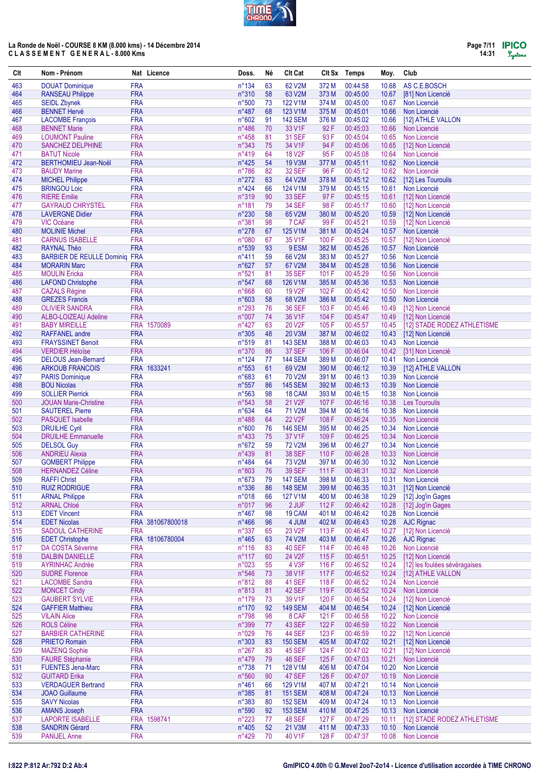La Ronde de Noël - COURSE 8 KM (8.000 kms) - 14 Décembre 2014

CLASSEMENT GENERAL - 8.000 Kms

| Clt | Nom - Prénom | Nat | Licence | Doss. | Né | Clt Cat | Clt Sx | Temps | Moy. | Club |
|---|---|---|---|---|---|---|---|---|---|---|
| 463 | DOUAT Dominique | FRA | | n°134 | 63 | 62 V2M | 372 M | 00:44:58 | 10.68 | AS C.E.BOSCH |
| 464 | RANSEAU Philippe | FRA | | n°310 | 58 | 63 V2M | 373 M | 00:45:00 | 10.67 | [81] Non Licencié |
| 465 | SEIDL Zbynek | FRA | | n°500 | 73 | 122 V1M | 374 M | 00:45:00 | 10.67 | Non Licencié |
| 466 | BENNET Hervé | FRA | | n°487 | 68 | 123 V1M | 375 M | 00:45:01 | 10.66 | Non Licencié |
| 467 | LACOMBE François | FRA | | n°602 | 91 | 142 SEM | 376 M | 00:45:02 | 10.66 | [12] ATHLE VALLON |
| 468 | BENNET Marie | FRA | | n°486 | 70 | 33 V1F | 92 F | 00:45:03 | 10.66 | Non Licencié |
| 469 | LOUMONT Pauline | FRA | | n°458 | 81 | 31 SEF | 93 F | 00:45:04 | 10.65 | Non Licencié |
| 470 | SANCHEZ DELPHINE | FRA | | n°343 | 75 | 34 V1F | 94 F | 00:45:06 | 10.65 | [12] Non Licencié |
| 471 | BATUT Nicole | FRA | | n°419 | 64 | 18 V2F | 95 F | 00:45:08 | 10.64 | Non Licencié |
| 472 | BERTHOMIEU Jean-Noël | FRA | | n°425 | 54 | 19 V3M | 377 M | 00:45:11 | 10.62 | Non Licencié |
| 473 | BAUDY Marine | FRA | | n°786 | 82 | 32 SEF | 96 F | 00:45:12 | 10.62 | Non Licencié |
| 474 | MICHEL Philippe | FRA | | n°272 | 63 | 64 V2M | 378 M | 00:45:12 | 10.62 | [12] Les Touroulis |
| 475 | BRINGOU Loic | FRA | | n°424 | 66 | 124 V1M | 379 M | 00:45:15 | 10.61 | Non Licencié |
| 476 | RIERE Emilie | FRA | | n°319 | 90 | 33 SEF | 97 F | 00:45:15 | 10.61 | [12] Non Licencié |
| 477 | GAYRAUD CHRYSTEL | FRA | | n°181 | 79 | 34 SEF | 98 F | 00:45:17 | 10.60 | [12] Non Licencié |
| 478 | LAVERGNE Didier | FRA | | n°230 | 58 | 65 V2M | 380 M | 00:45:20 | 10.59 | [12] Non Licencié |
| 479 | VIC Océane | FRA | | n°381 | 98 | 7 CAF | 99 F | 00:45:21 | 10.59 | [12] Non Licencié |
| 480 | MOLINIE Michel | FRA | | n°278 | 67 | 125 V1M | 381 M | 00:45:24 | 10.57 | Non Licencié |
| 481 | CARNUS ISABELLE | FRA | | n°080 | 67 | 35 V1F | 100 F | 00:45:25 | 10.57 | [12] Non Licencié |
| 482 | RAYNAL Théo | FRA | | n°539 | 93 | 9 ESM | 382 M | 00:45:26 | 10.57 | Non Licencié |
| 483 | BARBIER DE REULLE Dominiq | FRA | | n°411 | 59 | 66 V2M | 383 M | 00:45:27 | 10.56 | Non Licencié |
| 484 | MORARIN Marc | FRA | | n°627 | 57 | 67 V2M | 384 M | 00:45:28 | 10.56 | Non Licencié |
| 485 | MOULIN Ericka | FRA | | n°521 | 81 | 35 SEF | 101 F | 00:45:29 | 10.56 | Non Licencié |
| 486 | LAFOND Christophe | FRA | | n°547 | 68 | 126 V1M | 385 M | 00:45:36 | 10.53 | Non Licencié |
| 487 | CAZALS Régine | FRA | | n°668 | 60 | 19 V2F | 102 F | 00:45:42 | 10.50 | Non Licencié |
| 488 | GREZES Francis | FRA | | n°603 | 58 | 68 V2M | 386 M | 00:45:42 | 10.50 | Non Licencié |
| 489 | OLIVIER SANDRA | FRA | | n°293 | 76 | 36 SEF | 103 F | 00:45:46 | 10.49 | [12] Non Licencié |
| 490 | ALBO-LOIZEAU Adeline | FRA | | n°007 | 74 | 36 V1F | 104 F | 00:45:47 | 10.49 | [12] Non Licencié |
| 491 | BABY MIREILLE | FRA | 1570089 | n°427 | 63 | 20 V2F | 105 F | 00:45:57 | 10.45 | [12] STADE RODEZ ATHLETISME |
| 492 | RAFFANEL andre | FRA | | n°305 | 48 | 20 V3M | 387 M | 00:46:02 | 10.43 | [12] Non Licencié |
| 493 | FRAYSSINET Benoit | FRA | | n°519 | 81 | 143 SEM | 388 M | 00:46:03 | 10.43 | Non Licencié |
| 494 | VERDIER Héloïse | FRA | | n°370 | 86 | 37 SEF | 106 F | 00:46:04 | 10.42 | [31] Non Licencié |
| 495 | DELOUS Jean-Bernard | FRA | | n°124 | 77 | 144 SEM | 389 M | 00:46:07 | 10.41 | Non Licencié |
| 496 | ARKOUB FRANCOIS | FRA | 1633241 | n°553 | 61 | 69 V2M | 390 M | 00:46:12 | 10.39 | [12] ATHLE VALLON |
| 497 | PARIS Dominique | FRA | | n°683 | 61 | 70 V2M | 391 M | 00:46:13 | 10.39 | Non Licencié |
| 498 | BOU Nicolas | FRA | | n°557 | 86 | 145 SEM | 392 M | 00:46:13 | 10.39 | Non Licencié |
| 499 | SOLLIER Pierrick | FRA | | n°563 | 98 | 18 CAM | 393 M | 00:46:15 | 10.38 | Non Licencié |
| 500 | JOUAN Marie-Christine | FRA | | n°543 | 58 | 21 V2F | 107 F | 00:46:16 | 10.38 | Les Touroulis |
| 501 | SAUTEREL Pierre | FRA | | n°634 | 64 | 71 V2M | 394 M | 00:46:16 | 10.38 | Non Licencié |
| 502 | PASQUET Isabelle | FRA | | n°488 | 64 | 22 V2F | 108 F | 00:46:24 | 10.35 | Non Licencié |
| 503 | DRUILHE Cyril | FRA | | n°600 | 76 | 146 SEM | 395 M | 00:46:25 | 10.34 | Non Licencié |
| 504 | DRUILHE Emmanuelle | FRA | | n°433 | 75 | 37 V1F | 109 F | 00:46:25 | 10.34 | Non Licencié |
| 505 | DELSOL Guy | FRA | | n°672 | 59 | 72 V2M | 396 M | 00:46:27 | 10.34 | Non Licencié |
| 506 | ANDRIEU Alexia | FRA | | n°439 | 81 | 38 SEF | 110 F | 00:46:28 | 10.33 | Non Licencié |
| 507 | GOMBERT Philippe | FRA | | n°484 | 64 | 73 V2M | 397 M | 00:46:30 | 10.32 | Non Licencié |
| 508 | HERNANDEZ Céline | FRA | | n°803 | 76 | 39 SEF | 111 F | 00:46:31 | 10.32 | Non Licencié |
| 509 | RAFFI Christ | FRA | | n°673 | 79 | 147 SEM | 398 M | 00:46:33 | 10.31 | Non Licencié |
| 510 | RUIZ RODRIGUE | FRA | | n°336 | 86 | 148 SEM | 399 M | 00:46:35 | 10.31 | [12] Non Licencié |
| 511 | ARNAL Philippe | FRA | | n°018 | 66 | 127 V1M | 400 M | 00:46:38 | 10.29 | [12] Jog'in Gages |
| 512 | ARNAL Chloé | FRA | | n°017 | 96 | 2 JUF | 112 F | 00:46:42 | 10.28 | [12] Jog'in Gages |
| 513 | EDET Vincent | FRA | | n°467 | 98 | 19 CAM | 401 M | 00:46:42 | 10.28 | Non Licencié |
| 514 | EDET Nicolas | FRA | 381067800018 | n°466 | 96 | 4 JUM | 402 M | 00:46:43 | 10.28 | AJC Rignac |
| 515 | SADOUL CATHERINE | FRA | | n°337 | 65 | 23 V2F | 113 F | 00:46:45 | 10.27 | [12] Non Licencié |
| 516 | EDET Christophe | FRA | 18106780004 | n°465 | 63 | 74 V2M | 403 M | 00:46:47 | 10.26 | AJC Rignac |
| 517 | DA COSTA Séverine | FRA | | n°116 | 83 | 40 SEF | 114 F | 00:46:48 | 10.26 | Non Licencié |
| 518 | DALBIN DANIELLE | FRA | | n°117 | 60 | 24 V2F | 115 F | 00:46:51 | 10.25 | [12] Non Licencié |
| 519 | AYRINHAC Andrée | FRA | | n°023 | 55 | 4 V3F | 116 F | 00:46:52 | 10.24 | [12] les foulées sévéragaises |
| 520 | SUDRE Florence | FRA | | n°546 | 73 | 38 V1F | 117 F | 00:46:52 | 10.24 | [12] ATHLE VALLON |
| 521 | LACOMBE Sandra | FRA | | n°812 | 88 | 41 SEF | 118 F | 00:46:52 | 10.24 | Non Licencié |
| 522 | MONCET Cindy | FRA | | n°813 | 81 | 42 SEF | 119 F | 00:46:52 | 10.24 | Non Licencié |
| 523 | GAUBERT SYLVIE | FRA | | n°179 | 73 | 39 V1F | 120 F | 00:46:54 | 10.24 | [12] Non Licencié |
| 524 | GAFFIER Matthieu | FRA | | n°170 | 92 | 149 SEM | 404 M | 00:46:54 | 10.24 | [12] Non Licencié |
| 525 | VILAIN Alice | FRA | | n°798 | 98 | 8 CAF | 121 F | 00:46:58 | 10.22 | Non Licencié |
| 526 | ROLS Céline | FRA | | n°399 | 77 | 43 SEF | 122 F | 00:46:59 | 10.22 | Non Licencié |
| 527 | BARBIER CATHERINE | FRA | | n°029 | 76 | 44 SEF | 123 F | 00:46:59 | 10.22 | [12] Non Licencié |
| 528 | PRIETO Romain | FRA | | n°303 | 83 | 150 SEM | 405 M | 00:47:02 | 10.21 | [12] Non Licencié |
| 529 | MAZENQ Sophie | FRA | | n°267 | 83 | 45 SEF | 124 F | 00:47:02 | 10.21 | [12] Non Licencié |
| 530 | FAURE Stéphanie | FRA | | n°479 | 79 | 46 SEF | 125 F | 00:47:03 | 10.21 | Non Licencié |
| 531 | FUENTES Jena-Marc | FRA | | n°738 | 71 | 128 V1M | 406 M | 00:47:04 | 10.20 | Non Licencié |
| 532 | GUITARD Erika | FRA | | n°560 | 90 | 47 SEF | 126 F | 00:47:07 | 10.19 | Non Licencié |
| 533 | VERDAGUER Bertrand | FRA | | n°461 | 66 | 129 V1M | 407 M | 00:47:21 | 10.14 | Non Licencié |
| 534 | JOAO Guillaume | FRA | | n°385 | 81 | 151 SEM | 408 M | 00:47:24 | 10.13 | Non Licencié |
| 535 | SAVY Nicolas | FRA | | n°383 | 80 | 152 SEM | 409 M | 00:47:24 | 10.13 | Non Licencié |
| 536 | AMANS Joseph | FRA | | n°590 | 92 | 153 SEM | 410 M | 00:47:25 | 10.13 | Non Licencié |
| 537 | LAPORTE ISABELLE | FRA | 1598741 | n°223 | 77 | 48 SEF | 127 F | 00:47:29 | 10.11 | [12] STADE RODEZ ATHLETISME |
| 538 | SANDRIN Gérard | FRA | | n°405 | 52 | 21 V3M | 411 M | 00:47:33 | 10.10 | Non Licencié |
| 539 | PANIJEL Anne | FRA | | n°429 | 70 | 40 V1F | 128 F | 00:47:37 | 10.08 | Non Licencié |

I:822 P:812 Ar:792 D:2 Ab:4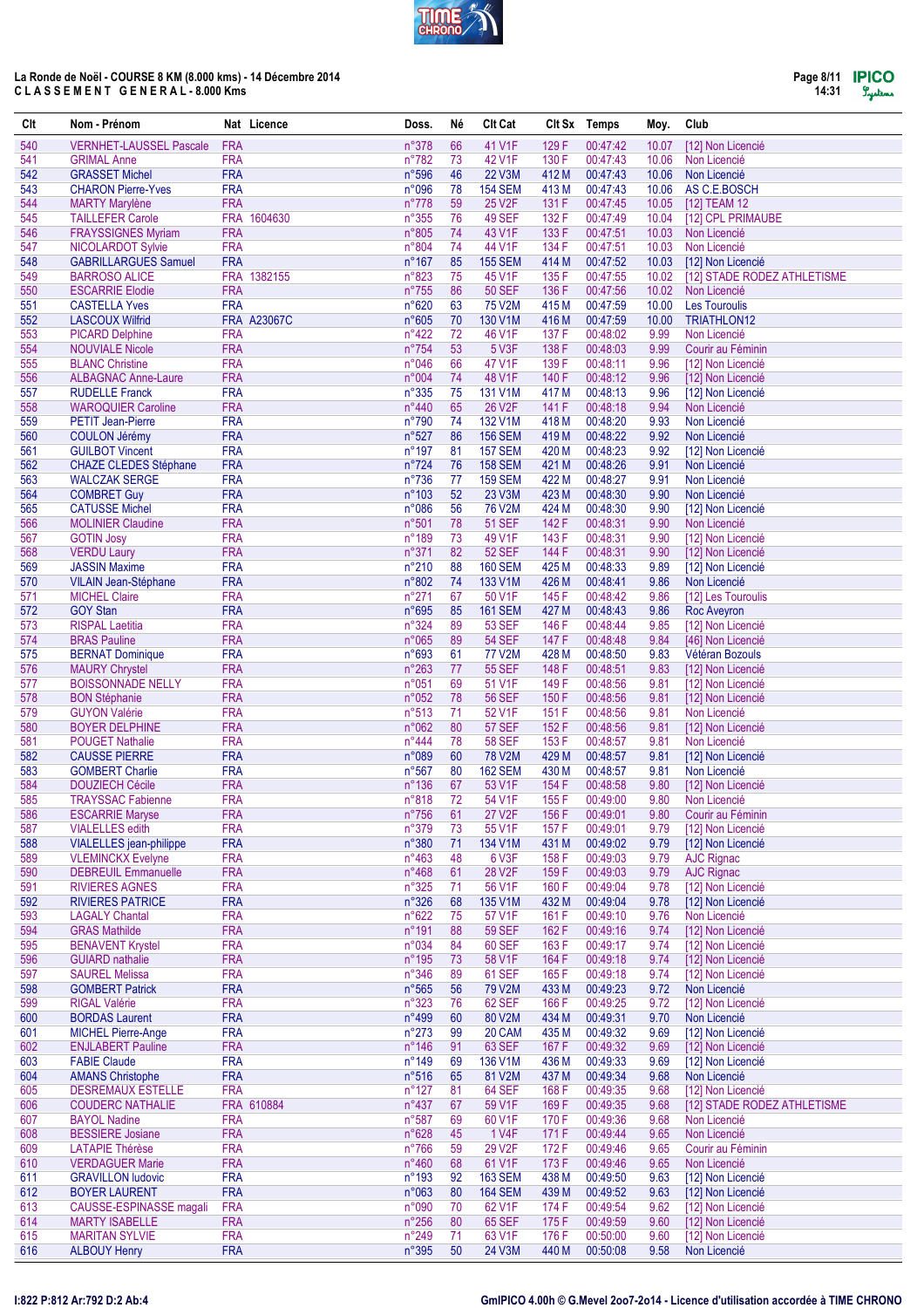La Ronde de Noël - COURSE 8 KM (8.000 kms) - 14 Décembre 2014
C L A S S E M E N T   G E N E R A L - 8.000 Kms

| Clt | Nom - Prénom | Nat | Licence | Doss. | Né | Clt Cat | Clt Sx | Temps | Moy. | Club |
|---|---|---|---|---|---|---|---|---|---|---|
| 540 | VERNHET-LAUSSEL Pascale | FRA | | n°378 | 66 | 41 V1F | 129 F | 00:47:42 | 10.07 | [12] Non Licencié |
| 541 | GRIMAL Anne | FRA | | n°782 | 73 | 42 V1F | 130 F | 00:47:43 | 10.06 | Non Licencié |
| 542 | GRASSET Michel | FRA | | n°596 | 46 | 22 V3M | 412 M | 00:47:43 | 10.06 | Non Licencié |
| 543 | CHARON Pierre-Yves | FRA | | n°096 | 78 | 154 SEM | 413 M | 00:47:43 | 10.06 | AS C.E.BOSCH |
| 544 | MARTY Marylène | FRA | | n°778 | 59 | 25 V2F | 131 F | 00:47:45 | 10.05 | [12] TEAM 12 |
| 545 | TAILLEFER Carole | FRA | 1604630 | n°355 | 76 | 49 SEF | 132 F | 00:47:49 | 10.04 | [12] CPL PRIMAUBE |
| 546 | FRAYSSIGNES Myriam | FRA | | n°805 | 74 | 43 V1F | 133 F | 00:47:51 | 10.03 | Non Licencié |
| 547 | NICOLARDOT Sylvie | FRA | | n°804 | 74 | 44 V1F | 134 F | 00:47:51 | 10.03 | Non Licencié |
| 548 | GABRILLARGUES Samuel | FRA | | n°167 | 85 | 155 SEM | 414 M | 00:47:52 | 10.03 | [12] Non Licencié |
| 549 | BARROSO ALICE | FRA | 1382155 | n°823 | 75 | 45 V1F | 135 F | 00:47:55 | 10.02 | [12] STADE RODEZ ATHLETISME |
| 550 | ESCARRIE Elodie | FRA | | n°755 | 86 | 50 SEF | 136 F | 00:47:56 | 10.02 | Non Licencié |
| 551 | CASTELLA Yves | FRA | | n°620 | 63 | 75 V2M | 415 M | 00:47:59 | 10.00 | Les Touroulis |
| 552 | LASCOUX Wilfrid | FRA | A23067C | n°605 | 70 | 130 V1M | 416 M | 00:47:59 | 10.00 | TRIATHLON12 |
| 553 | PICARD Delphine | FRA | | n°422 | 72 | 46 V1F | 137 F | 00:48:02 | 9.99 | Non Licencié |
| 554 | NOUVIALE Nicole | FRA | | n°754 | 53 | 5 V3F | 138 F | 00:48:03 | 9.99 | Courir au Féminin |
| 555 | BLANC Christine | FRA | | n°046 | 66 | 47 V1F | 139 F | 00:48:11 | 9.96 | [12] Non Licencié |
| 556 | ALBAGNAC Anne-Laure | FRA | | n°004 | 74 | 48 V1F | 140 F | 00:48:12 | 9.96 | [12] Non Licencié |
| 557 | RUDELLE Franck | FRA | | n°335 | 75 | 131 V1M | 417 M | 00:48:13 | 9.96 | [12] Non Licencié |
| 558 | WAROQUIER Caroline | FRA | | n°440 | 65 | 26 V2F | 141 F | 00:48:18 | 9.94 | Non Licencié |
| 559 | PETIT Jean-Pierre | FRA | | n°790 | 74 | 132 V1M | 418 M | 00:48:20 | 9.93 | Non Licencié |
| 560 | COULON Jérémy | FRA | | n°527 | 86 | 156 SEM | 419 M | 00:48:22 | 9.92 | Non Licencié |
| 561 | GUILBOT Vincent | FRA | | n°197 | 81 | 157 SEM | 420 M | 00:48:23 | 9.92 | [12] Non Licencié |
| 562 | CHAZE CLEDES Stéphane | FRA | | n°724 | 76 | 158 SEM | 421 M | 00:48:26 | 9.91 | Non Licencié |
| 563 | WALCZAK SERGE | FRA | | n°736 | 77 | 159 SEM | 422 M | 00:48:27 | 9.91 | Non Licencié |
| 564 | COMBRET Guy | FRA | | n°103 | 52 | 23 V3M | 423 M | 00:48:30 | 9.90 | Non Licencié |
| 565 | CATUSSE Michel | FRA | | n°086 | 56 | 76 V2M | 424 M | 00:48:30 | 9.90 | [12] Non Licencié |
| 566 | MOLINIER Claudine | FRA | | n°501 | 78 | 51 SEF | 142 F | 00:48:31 | 9.90 | Non Licencié |
| 567 | GOTIN Josy | FRA | | n°189 | 73 | 49 V1F | 143 F | 00:48:31 | 9.90 | [12] Non Licencié |
| 568 | VERDU Laury | FRA | | n°371 | 82 | 52 SEF | 144 F | 00:48:31 | 9.90 | [12] Non Licencié |
| 569 | JASSIN Maxime | FRA | | n°210 | 88 | 160 SEM | 425 M | 00:48:33 | 9.89 | [12] Non Licencié |
| 570 | VILAIN Jean-Stéphane | FRA | | n°802 | 74 | 133 V1M | 426 M | 00:48:41 | 9.86 | Non Licencié |
| 571 | MICHEL Claire | FRA | | n°271 | 67 | 50 V1F | 145 F | 00:48:42 | 9.86 | [12] Les Touroulis |
| 572 | GOY Stan | FRA | | n°695 | 85 | 161 SEM | 427 M | 00:48:43 | 9.86 | Roc Aveyron |
| 573 | RISPAL Laetitia | FRA | | n°324 | 89 | 53 SEF | 146 F | 00:48:44 | 9.85 | [12] Non Licencié |
| 574 | BRAS Pauline | FRA | | n°065 | 89 | 54 SEF | 147 F | 00:48:48 | 9.84 | [46] Non Licencié |
| 575 | BERNAT Dominique | FRA | | n°693 | 61 | 77 V2M | 428 M | 00:48:50 | 9.83 | Vétéran Bozouls |
| 576 | MAURY Chrystel | FRA | | n°263 | 77 | 55 SEF | 148 F | 00:48:51 | 9.83 | [12] Non Licencié |
| 577 | BOISSONNADE NELLY | FRA | | n°051 | 69 | 51 V1F | 149 F | 00:48:56 | 9.81 | [12] Non Licencié |
| 578 | BON Stéphanie | FRA | | n°052 | 78 | 56 SEF | 150 F | 00:48:56 | 9.81 | [12] Non Licencié |
| 579 | GUYON Valérie | FRA | | n°513 | 71 | 52 V1F | 151 F | 00:48:56 | 9.81 | Non Licencié |
| 580 | BOYER DELPHINE | FRA | | n°062 | 80 | 57 SEF | 152 F | 00:48:56 | 9.81 | [12] Non Licencié |
| 581 | POUGET Nathalie | FRA | | n°444 | 78 | 58 SEF | 153 F | 00:48:57 | 9.81 | Non Licencié |
| 582 | CAUSSE PIERRE | FRA | | n°089 | 60 | 78 V2M | 429 M | 00:48:57 | 9.81 | [12] Non Licencié |
| 583 | GOMBERT Charlie | FRA | | n°567 | 80 | 162 SEM | 430 M | 00:48:57 | 9.81 | Non Licencié |
| 584 | DOUZIECH Cécile | FRA | | n°136 | 67 | 53 V1F | 154 F | 00:48:58 | 9.80 | [12] Non Licencié |
| 585 | TRAYSSAC Fabienne | FRA | | n°818 | 72 | 54 V1F | 155 F | 00:49:00 | 9.80 | Non Licencié |
| 586 | ESCARRIE Maryse | FRA | | n°756 | 61 | 27 V2F | 156 F | 00:49:01 | 9.80 | Courir au Féminin |
| 587 | VIALELLES edith | FRA | | n°379 | 73 | 55 V1F | 157 F | 00:49:01 | 9.79 | [12] Non Licencié |
| 588 | VIALELLES jean-philippe | FRA | | n°380 | 71 | 134 V1M | 431 M | 00:49:02 | 9.79 | [12] Non Licencié |
| 589 | VLEMINCKX Evelyne | FRA | | n°463 | 48 | 6 V3F | 158 F | 00:49:03 | 9.79 | AJC Rignac |
| 590 | DEBREUIL Emmanuelle | FRA | | n°468 | 61 | 28 V2F | 159 F | 00:49:03 | 9.79 | AJC Rignac |
| 591 | RIVIERES AGNES | FRA | | n°325 | 71 | 56 V1F | 160 F | 00:49:04 | 9.78 | [12] Non Licencié |
| 592 | RIVIERES PATRICE | FRA | | n°326 | 68 | 135 V1M | 432 M | 00:49:04 | 9.78 | [12] Non Licencié |
| 593 | LAGALY Chantal | FRA | | n°622 | 75 | 57 V1F | 161 F | 00:49:10 | 9.76 | Non Licencié |
| 594 | GRAS Mathilde | FRA | | n°191 | 88 | 59 SEF | 162 F | 00:49:16 | 9.74 | [12] Non Licencié |
| 595 | BENAVENT Krystel | FRA | | n°034 | 84 | 60 SEF | 163 F | 00:49:17 | 9.74 | [12] Non Licencié |
| 596 | GUIARD nathalie | FRA | | n°195 | 73 | 58 V1F | 164 F | 00:49:18 | 9.74 | [12] Non Licencié |
| 597 | SAUREL Melissa | FRA | | n°346 | 89 | 61 SEF | 165 F | 00:49:18 | 9.74 | [12] Non Licencié |
| 598 | GOMBERT Patrick | FRA | | n°565 | 56 | 79 V2M | 433 M | 00:49:23 | 9.72 | Non Licencié |
| 599 | RIGAL Valérie | FRA | | n°323 | 76 | 62 SEF | 166 F | 00:49:25 | 9.72 | [12] Non Licencié |
| 600 | BORDAS Laurent | FRA | | n°499 | 60 | 80 V2M | 434 M | 00:49:31 | 9.70 | Non Licencié |
| 601 | MICHEL Pierre-Ange | FRA | | n°273 | 99 | 20 CAM | 435 M | 00:49:32 | 9.69 | [12] Non Licencié |
| 602 | ENJLABERT Pauline | FRA | | n°146 | 91 | 63 SEF | 167 F | 00:49:32 | 9.69 | [12] Non Licencié |
| 603 | FABIE Claude | FRA | | n°149 | 69 | 136 V1M | 436 M | 00:49:33 | 9.69 | [12] Non Licencié |
| 604 | AMANS Christophe | FRA | | n°516 | 65 | 81 V2M | 437 M | 00:49:34 | 9.68 | Non Licencié |
| 605 | DESREMAUX ESTELLE | FRA | | n°127 | 81 | 64 SEF | 168 F | 00:49:35 | 9.68 | [12] Non Licencié |
| 606 | COUDERC NATHALIE | FRA | 610884 | n°437 | 67 | 59 V1F | 169 F | 00:49:35 | 9.68 | [12] STADE RODEZ ATHLETISME |
| 607 | BAYOL Nadine | FRA | | n°587 | 69 | 60 V1F | 170 F | 00:49:36 | 9.68 | Non Licencié |
| 608 | BESSIERE Josiane | FRA | | n°628 | 45 | 1 V4F | 171 F | 00:49:44 | 9.65 | Non Licencié |
| 609 | LATAPIE Thérèse | FRA | | n°766 | 59 | 29 V2F | 172 F | 00:49:46 | 9.65 | Courir au Féminin |
| 610 | VERDAGUER Marie | FRA | | n°460 | 68 | 61 V1F | 173 F | 00:49:46 | 9.65 | Non Licencié |
| 611 | GRAVILLON ludovic | FRA | | n°193 | 92 | 163 SEM | 438 M | 00:49:50 | 9.63 | [12] Non Licencié |
| 612 | BOYER LAURENT | FRA | | n°063 | 80 | 164 SEM | 439 M | 00:49:52 | 9.63 | [12] Non Licencié |
| 613 | CAUSSE-ESPINASSE magali | FRA | | n°090 | 70 | 62 V1F | 174 F | 00:49:54 | 9.62 | [12] Non Licencié |
| 614 | MARTY ISABELLE | FRA | | n°256 | 80 | 65 SEF | 175 F | 00:49:59 | 9.60 | [12] Non Licencié |
| 615 | MARITAN SYLVIE | FRA | | n°249 | 71 | 63 V1F | 176 F | 00:50:00 | 9.60 | [12] Non Licencié |
| 616 | ALBOUY Henry | FRA | | n°395 | 50 | 24 V3M | 440 M | 00:50:08 | 9.58 | Non Licencié |

I:822 P:812 Ar:792 D:2 Ab:4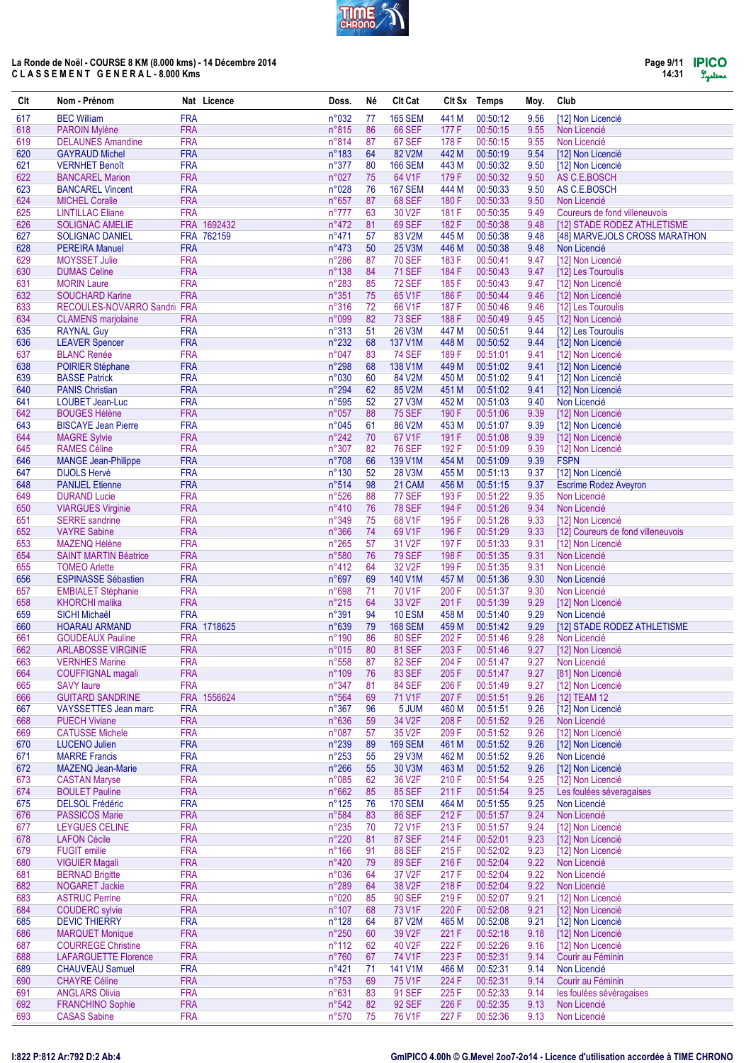La Ronde de Noël - COURSE 8 KM (8.000 kms) - 14 Décembre 2014
C L A S S E M E N T   G E N E R A L - 8.000 Kms

| Clt | Nom - Prénom | Nat | Licence | Doss. | Né | Clt Cat | Clt Sx | Temps | Moy. | Club |
|---|---|---|---|---|---|---|---|---|---|---|
| 617 | BEC William | FRA | | n°032 | 77 | 165 SEM | 441 M | 00:50:12 | 9.56 | [12] Non Licencié |
| 618 | PAROIN Mylène | FRA | | n°815 | 86 | 66 SEF | 177 F | 00:50:15 | 9.55 | Non Licencié |
| 619 | DELAUNES Amandine | FRA | | n°814 | 87 | 67 SEF | 178 F | 00:50:15 | 9.55 | Non Licencié |
| 620 | GAYRAUD Michel | FRA | | n°183 | 64 | 82 V2M | 442 M | 00:50:19 | 9.54 | [12] Non Licencié |
| 621 | VERNHET Benoît | FRA | | n°377 | 80 | 166 SEM | 443 M | 00:50:32 | 9.50 | [12] Non Licencié |
| 622 | BANCAREL Marion | FRA | | n°027 | 75 | 64 V1F | 179 F | 00:50:32 | 9.50 | AS C.E.BOSCH |
| 623 | BANCAREL Vincent | FRA | | n°028 | 76 | 167 SEM | 444 M | 00:50:33 | 9.50 | AS C.E.BOSCH |
| 624 | MICHEL Coralie | FRA | | n°657 | 87 | 68 SEF | 180 F | 00:50:33 | 9.50 | Non Licencié |
| 625 | LINTILLAC Eliane | FRA | | n°777 | 63 | 30 V2F | 181 F | 00:50:35 | 9.49 | Coureurs de fond villeneuvois |
| 626 | SOLIGNAC AMELIE | FRA | 1692432 | n°472 | 81 | 69 SEF | 182 F | 00:50:38 | 9.48 | [12] STADE RODEZ ATHLETISME |
| 627 | SOLIGNAC DANIEL | FRA | 762159 | n°471 | 57 | 83 V2M | 445 M | 00:50:38 | 9.48 | [48] MARVEJOLS CROSS MARATHON |
| 628 | PEREIRA Manuel | FRA | | n°473 | 50 | 25 V3M | 446 M | 00:50:38 | 9.48 | Non Licencié |
| 629 | MOYSSET Julie | FRA | | n°286 | 87 | 70 SEF | 183 F | 00:50:41 | 9.47 | [12] Non Licencié |
| 630 | DUMAS Celine | FRA | | n°138 | 84 | 71 SEF | 184 F | 00:50:43 | 9.47 | [12] Les Touroulis |
| 631 | MORIN Laure | FRA | | n°283 | 85 | 72 SEF | 185 F | 00:50:43 | 9.47 | [12] Non Licencié |
| 632 | SOUCHARD Karine | FRA | | n°351 | 75 | 65 V1F | 186 F | 00:50:44 | 9.46 | [12] Non Licencié |
| 633 | RECOULES-NOVARRO Sandri | FRA | | n°316 | 72 | 66 V1F | 187 F | 00:50:46 | 9.46 | [12] Les Touroulis |
| 634 | CLAMENS marjolaine | FRA | | n°099 | 82 | 73 SEF | 188 F | 00:50:49 | 9.45 | [12] Non Licencié |
| 635 | RAYNAL Guy | FRA | | n°313 | 51 | 26 V3M | 447 M | 00:50:51 | 9.44 | [12] Les Touroulis |
| 636 | LEAVER Spencer | FRA | | n°232 | 68 | 137 V1M | 448 M | 00:50:52 | 9.44 | [12] Non Licencié |
| 637 | BLANC Renée | FRA | | n°047 | 83 | 74 SEF | 189 F | 00:51:01 | 9.41 | [12] Non Licencié |
| 638 | POIRIER Stéphane | FRA | | n°298 | 68 | 138 V1M | 449 M | 00:51:02 | 9.41 | [12] Non Licencié |
| 639 | BASSE Patrick | FRA | | n°030 | 60 | 84 V2M | 450 M | 00:51:02 | 9.41 | [12] Non Licencié |
| 640 | PANIS Christian | FRA | | n°294 | 62 | 85 V2M | 451 M | 00:51:02 | 9.41 | [12] Non Licencié |
| 641 | LOUBET Jean-Luc | FRA | | n°595 | 52 | 27 V3M | 452 M | 00:51:03 | 9.40 | Non Licencié |
| 642 | BOUGES Hélène | FRA | | n°057 | 88 | 75 SEF | 190 F | 00:51:06 | 9.39 | [12] Non Licencié |
| 643 | BISCAYE Jean Pierre | FRA | | n°045 | 61 | 86 V2M | 453 M | 00:51:07 | 9.39 | [12] Non Licencié |
| 644 | MAGRE Sylvie | FRA | | n°242 | 70 | 67 V1F | 191 F | 00:51:08 | 9.39 | [12] Non Licencié |
| 645 | RAMES Céline | FRA | | n°307 | 82 | 76 SEF | 192 F | 00:51:09 | 9.39 | [12] Non Licencié |
| 646 | MANGE Jean-Philippe | FRA | | n°708 | 66 | 139 V1M | 454 M | 00:51:09 | 9.39 | FSPN |
| 647 | DIJOLS Hervé | FRA | | n°130 | 52 | 28 V3M | 455 M | 00:51:13 | 9.37 | [12] Non Licencié |
| 648 | PANIJEL Etienne | FRA | | n°514 | 98 | 21 CAM | 456 M | 00:51:15 | 9.37 | Escrime Rodez Aveyron |
| 649 | DURAND Lucie | FRA | | n°526 | 88 | 77 SEF | 193 F | 00:51:22 | 9.35 | Non Licencié |
| 650 | VIARGUES Virginie | FRA | | n°410 | 76 | 78 SEF | 194 F | 00:51:26 | 9.34 | Non Licencié |
| 651 | SERRE sandrine | FRA | | n°349 | 75 | 68 V1F | 195 F | 00:51:28 | 9.33 | [12] Non Licencié |
| 652 | VAYRE Sabine | FRA | | n°366 | 74 | 69 V1F | 196 F | 00:51:29 | 9.33 | [12] Coureurs de fond villeneuvois |
| 653 | MAZENQ Hélène | FRA | | n°265 | 57 | 31 V2F | 197 F | 00:51:33 | 9.31 | [12] Non Licencié |
| 654 | SAINT MARTIN Béatrice | FRA | | n°580 | 76 | 79 SEF | 198 F | 00:51:35 | 9.31 | Non Licencié |
| 655 | TOMEO Arlette | FRA | | n°412 | 64 | 32 V2F | 199 F | 00:51:35 | 9.31 | Non Licencié |
| 656 | ESPINASSE Sébastien | FRA | | n°697 | 69 | 140 V1M | 457 M | 00:51:36 | 9.30 | Non Licencié |
| 657 | EMBIALET Stéphanie | FRA | | n°698 | 71 | 70 V1F | 200 F | 00:51:37 | 9.30 | Non Licencié |
| 658 | KHORCHI malika | FRA | | n°215 | 64 | 33 V2F | 201 F | 00:51:39 | 9.29 | [12] Non Licencié |
| 659 | SICHI Michaël | FRA | | n°391 | 94 | 10 ESM | 458 M | 00:51:40 | 9.29 | Non Licencié |
| 660 | HOARAU ARMAND | FRA | 1718625 | n°639 | 79 | 168 SEM | 459 M | 00:51:42 | 9.29 | [12] STADE RODEZ ATHLETISME |
| 661 | GOUDEAUX Pauline | FRA | | n°190 | 86 | 80 SEF | 202 F | 00:51:46 | 9.28 | Non Licencié |
| 662 | ARLABOSSE VIRGINIE | FRA | | n°015 | 80 | 81 SEF | 203 F | 00:51:46 | 9.27 | [12] Non Licencié |
| 663 | VERNHES Marine | FRA | | n°558 | 87 | 82 SEF | 204 F | 00:51:47 | 9.27 | Non Licencié |
| 664 | COUFFIGNAL magali | FRA | | n°109 | 76 | 83 SEF | 205 F | 00:51:47 | 9.27 | [81] Non Licencié |
| 665 | SAVY laure | FRA | | n°347 | 81 | 84 SEF | 206 F | 00:51:49 | 9.27 | [12] Non Licencié |
| 666 | GUITARD SANDRINE | FRA | 1556624 | n°564 | 69 | 71 V1F | 207 F | 00:51:51 | 9.26 | [12] TEAM 12 |
| 667 | VAYSSETTES Jean marc | FRA | | n°367 | 96 | 5 JUM | 460 M | 00:51:51 | 9.26 | [12] Non Licencié |
| 668 | PUECH Viviane | FRA | | n°636 | 59 | 34 V2F | 208 F | 00:51:52 | 9.26 | Non Licencié |
| 669 | CATUSSE Michele | FRA | | n°087 | 57 | 35 V2F | 209 F | 00:51:52 | 9.26 | [12] Non Licencié |
| 670 | LUCENO Julien | FRA | | n°239 | 89 | 169 SEM | 461 M | 00:51:52 | 9.26 | [12] Non Licencié |
| 671 | MARRE Francis | FRA | | n°253 | 55 | 29 V3M | 462 M | 00:51:52 | 9.26 | Non Licencié |
| 672 | MAZENQ Jean-Marie | FRA | | n°266 | 55 | 30 V3M | 463 M | 00:51:52 | 9.26 | [12] Non Licencié |
| 673 | CASTAN Maryse | FRA | | n°085 | 62 | 36 V2F | 210 F | 00:51:54 | 9.25 | [12] Non Licencié |
| 674 | BOULET Pauline | FRA | | n°662 | 85 | 85 SEF | 211 F | 00:51:54 | 9.25 | Les foulées séveragaises |
| 675 | DELSOL Frédéric | FRA | | n°125 | 76 | 170 SEM | 464 M | 00:51:55 | 9.25 | Non Licencié |
| 676 | PASSICOS Marie | FRA | | n°584 | 83 | 86 SEF | 212 F | 00:51:57 | 9.24 | Non Licencié |
| 677 | LEYGUES CELINE | FRA | | n°235 | 70 | 72 V1F | 213 F | 00:51:57 | 9.24 | [12] Non Licencié |
| 678 | LAFON Cécile | FRA | | n°220 | 81 | 87 SEF | 214 F | 00:52:01 | 9.23 | [12] Non Licencié |
| 679 | FUGIT emilie | FRA | | n°166 | 91 | 88 SEF | 215 F | 00:52:02 | 9.23 | [12] Non Licencié |
| 680 | VIGUIER Magali | FRA | | n°420 | 79 | 89 SEF | 216 F | 00:52:04 | 9.22 | Non Licencié |
| 681 | BERNAD Brigitte | FRA | | n°036 | 64 | 37 V2F | 217 F | 00:52:04 | 9.22 | Non Licencié |
| 682 | NOGARET Jackie | FRA | | n°289 | 64 | 38 V2F | 218 F | 00:52:04 | 9.22 | Non Licencié |
| 683 | ASTRUC Perrine | FRA | | n°020 | 85 | 90 SEF | 219 F | 00:52:07 | 9.21 | [12] Non Licencié |
| 684 | COUDERC sylvie | FRA | | n°107 | 68 | 73 V1F | 220 F | 00:52:08 | 9.21 | [12] Non Licencié |
| 685 | DEVIC THIERRY | FRA | | n°128 | 64 | 87 V2M | 465 M | 00:52:08 | 9.21 | [12] Non Licencié |
| 686 | MARQUET Monique | FRA | | n°250 | 60 | 39 V2F | 221 F | 00:52:18 | 9.18 | [12] Non Licencié |
| 687 | COURREGE Christine | FRA | | n°112 | 62 | 40 V2F | 222 F | 00:52:26 | 9.16 | [12] Non Licencié |
| 688 | LAFARGUETTE Florence | FRA | | n°760 | 67 | 74 V1F | 223 F | 00:52:31 | 9.14 | Courir au Féminin |
| 689 | CHAUVEAU Samuel | FRA | | n°421 | 71 | 141 V1M | 466 M | 00:52:31 | 9.14 | Non Licencié |
| 690 | CHAYRE Céline | FRA | | n°753 | 69 | 75 V1F | 224 F | 00:52:31 | 9.14 | Courir au Féminin |
| 691 | ANGLARS Olivia | FRA | | n°631 | 83 | 91 SEF | 225 F | 00:52:33 | 9.14 | les foulées séveragaises |
| 692 | FRANCHINO Sophie | FRA | | n°542 | 82 | 92 SEF | 226 F | 00:52:35 | 9.13 | Non Licencié |
| 693 | CASAS Sabine | FRA | | n°570 | 75 | 76 V1F | 227 F | 00:52:36 | 9.13 | Non Licencié |

I:822 P:812 Ar:792 D:2 Ab:4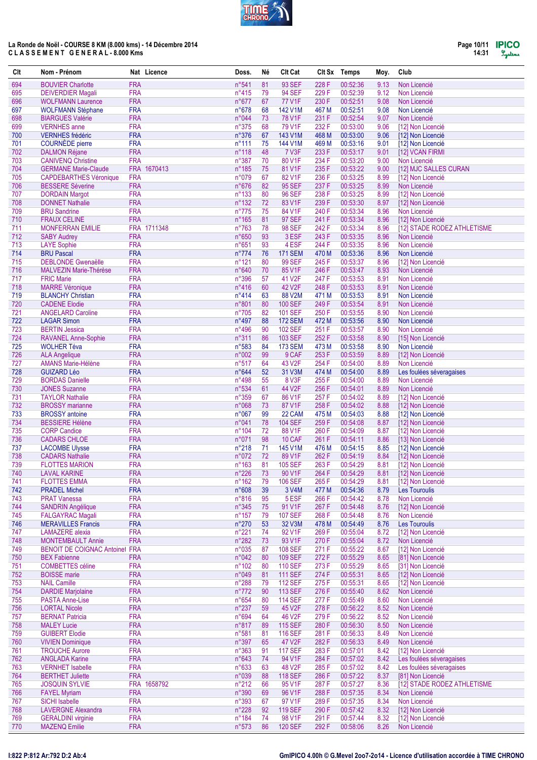La Ronde de Noël - COURSE 8 KM (8.000 kms) - 14 Décembre 2014
C L A S S E M E N T G E N E R A L - 8.000 Kms

| Clt | Nom - Prénom | Nat | Licence | Doss. | Né | Clt Cat | Clt Sx | Temps | Moy. | Club |
|---|---|---|---|---|---|---|---|---|---|---|
| 694 | BOUVIER Charlotte | FRA | | n°541 | 81 | 93 SEF | 228 F | 00:52:36 | 9.13 | Non Licencié |
| 695 | DEIVERDIER Magali | FRA | | n°415 | 79 | 94 SEF | 229 F | 00:52:39 | 9.12 | Non Licencié |
| 696 | WOLFMANN Laurence | FRA | | n°677 | 67 | 77 V1F | 230 F | 00:52:51 | 9.08 | Non Licencié |
| 697 | WOLFMANN Stéphane | FRA | | n°678 | 68 | 142 V1M | 467 M | 00:52:51 | 9.08 | Non Licencié |
| 698 | BIARGUES Valérie | FRA | | n°044 | 73 | 78 V1F | 231 F | 00:52:54 | 9.07 | Non Licencié |
| 699 | VERNHES anne | FRA | | n°375 | 68 | 79 V1F | 232 F | 00:53:00 | 9.06 | [12] Non Licencié |
| 700 | VERNHES frédéric | FRA | | n°376 | 67 | 143 V1M | 468 M | 00:53:00 | 9.06 | [12] Non Licencié |
| 701 | COURNÈDE pierre | FRA | | n°111 | 75 | 144 V1M | 469 M | 00:53:16 | 9.01 | [12] Non Licencié |
| 702 | DALMON Réjane | FRA | | n°118 | 48 | 7 V3F | 233 F | 00:53:17 | 9.01 | [12] VCAN FIRMI |
| 703 | CANIVENQ Christine | FRA | | n°387 | 70 | 80 V1F | 234 F | 00:53:20 | 9.00 | Non Licencié |
| 704 | GERMANE Marie-Claude | FRA | 1670413 | n°185 | 75 | 81 V1F | 235 F | 00:53:22 | 9.00 | [12] MJC SALLES CURAN |
| 705 | CAPDEBARTHES Véronique | FRA | | n°079 | 67 | 82 V1F | 236 F | 00:53:25 | 8.99 | [12] Non Licencié |
| 706 | BESSERE Séverine | FRA | | n°676 | 82 | 95 SEF | 237 F | 00:53:25 | 8.99 | Non Licencié |
| 707 | DORDAIN Margot | FRA | | n°133 | 80 | 96 SEF | 238 F | 00:53:25 | 8.99 | [12] Non Licencié |
| 708 | DONNET Nathalie | FRA | | n°132 | 72 | 83 V1F | 239 F | 00:53:30 | 8.97 | [12] Non Licencié |
| 709 | BRU Sandrine | FRA | | n°775 | 75 | 84 V1F | 240 F | 00:53:34 | 8.96 | Non Licencié |
| 710 | FRAUX CELINE | FRA | | n°165 | 81 | 97 SEF | 241 F | 00:53:34 | 8.96 | [12] Non Licencié |
| 711 | MONFERRAN EMILIE | FRA | 1711348 | n°763 | 78 | 98 SEF | 242 F | 00:53:34 | 8.96 | [12] STADE RODEZ ATHLETISME |
| 712 | SABY Audrey | FRA | | n°650 | 93 | 3 ESF | 243 F | 00:53:35 | 8.96 | Non Licencié |
| 713 | LAYE Sophie | FRA | | n°651 | 93 | 4 ESF | 244 F | 00:53:35 | 8.96 | Non Licencié |
| 714 | BRU Pascal | FRA | | n°774 | 76 | 171 SEM | 470 M | 00:53:36 | 8.96 | Non Licencié |
| 715 | DEBLONDE Gwenaëlle | FRA | | n°121 | 80 | 99 SEF | 245 F | 00:53:37 | 8.96 | [12] Non Licencié |
| 716 | MALVEZIN Marie-Thérèse | FRA | | n°640 | 70 | 85 V1F | 246 F | 00:53:47 | 8.93 | Non Licencié |
| 717 | FRIC Marie | FRA | | n°396 | 57 | 41 V2F | 247 F | 00:53:53 | 8.91 | Non Licencié |
| 718 | MARRE Véronique | FRA | | n°416 | 60 | 42 V2F | 248 F | 00:53:53 | 8.91 | Non Licencié |
| 719 | BLANCHY Christian | FRA | | n°414 | 63 | 88 V2M | 471 M | 00:53:53 | 8.91 | Non Licencié |
| 720 | CADENE Elodie | FRA | | n°801 | 80 | 100 SEF | 249 F | 00:53:54 | 8.91 | Non Licencié |
| 721 | ANGELARD Caroline | FRA | | n°705 | 82 | 101 SEF | 250 F | 00:53:55 | 8.90 | Non Licencié |
| 722 | LAGAR Simon | FRA | | n°497 | 88 | 172 SEM | 472 M | 00:53:56 | 8.90 | Non Licencié |
| 723 | BERTIN Jessica | FRA | | n°496 | 90 | 102 SEF | 251 F | 00:53:57 | 8.90 | Non Licencié |
| 724 | RAVANEL Anne-Sophie | FRA | | n°311 | 86 | 103 SEF | 252 F | 00:53:58 | 8.90 | [15] Non Licencié |
| 725 | WOLHER Téva | FRA | | n°583 | 84 | 173 SEM | 473 M | 00:53:58 | 8.90 | Non Licencié |
| 726 | ALA Angelique | FRA | | n°002 | 99 | 9 CAF | 253 F | 00:53:59 | 8.89 | [12] Non Licencié |
| 727 | AMANS Marie-Hélène | FRA | | n°517 | 64 | 43 V2F | 254 F | 00:54:00 | 8.89 | Non Licencié |
| 728 | GUIZARD Léo | FRA | | n°644 | 52 | 31 V3M | 474 M | 00:54:00 | 8.89 | Les foulées séveragaises |
| 729 | BORDAS Danielle | FRA | | n°498 | 55 | 8 V3F | 255 F | 00:54:00 | 8.89 | Non Licencié |
| 730 | JONES Suzanne | FRA | | n°534 | 61 | 44 V2F | 256 F | 00:54:01 | 8.89 | Non Licencié |
| 731 | TAYLOR Nathalie | FRA | | n°359 | 67 | 86 V1F | 257 F | 00:54:02 | 8.89 | [12] Non Licencié |
| 732 | BROSSY marianne | FRA | | n°068 | 73 | 87 V1F | 258 F | 00:54:02 | 8.88 | [12] Non Licencié |
| 733 | BROSSY antoine | FRA | | n°067 | 99 | 22 CAM | 475 M | 00:54:03 | 8.88 | [12] Non Licencié |
| 734 | BESSIERE Hélène | FRA | | n°041 | 78 | 104 SEF | 259 F | 00:54:08 | 8.87 | [12] Non Licencié |
| 735 | CORP Candice | FRA | | n°104 | 72 | 88 V1F | 260 F | 00:54:09 | 8.87 | [12] Non Licencié |
| 736 | CADARS CHLOE | FRA | | n°071 | 98 | 10 CAF | 261 F | 00:54:11 | 8.86 | [13] Non Licencié |
| 737 | LACOMBE Ulysse | FRA | | n°218 | 71 | 145 V1M | 476 M | 00:54:15 | 8.85 | [12] Non Licencié |
| 738 | CADARS Nathalie | FRA | | n°072 | 72 | 89 V1F | 262 F | 00:54:19 | 8.84 | [12] Non Licencié |
| 739 | FLOTTES MARION | FRA | | n°163 | 81 | 105 SEF | 263 F | 00:54:29 | 8.81 | [12] Non Licencié |
| 740 | LAVAL KARINE | FRA | | n°226 | 73 | 90 V1F | 264 F | 00:54:29 | 8.81 | [12] Non Licencié |
| 741 | FLOTTES EMMA | FRA | | n°162 | 79 | 106 SEF | 265 F | 00:54:29 | 8.81 | [12] Non Licencié |
| 742 | PRADEL Michel | FRA | | n°608 | 39 | 3 V4M | 477 M | 00:54:36 | 8.79 | Les Touroulis |
| 743 | PRAT Vanessa | FRA | | n°816 | 95 | 5 ESF | 266 F | 00:54:42 | 8.78 | Non Licencié |
| 744 | SANDRIN Angélique | FRA | | n°345 | 75 | 91 V1F | 267 F | 00:54:48 | 8.76 | [12] Non Licencié |
| 745 | FALGAYRAC Magali | FRA | | n°157 | 79 | 107 SEF | 268 F | 00:54:48 | 8.76 | [12] Non Licencié |
| 746 | MERAVILLES Francis | FRA | | n°270 | 53 | 32 V3M | 478 M | 00:54:49 | 8.76 | Les Touroulis |
| 747 | LAMAZERE alexia | FRA | | n°221 | 74 | 92 V1F | 269 F | 00:55:04 | 8.72 | [12] Non Licencié |
| 748 | MONTEMBAULT Annie | FRA | | n°282 | 73 | 93 V1F | 270 F | 00:55:04 | 8.72 | Non Licencié |
| 749 | BENOIT DE COIGNAC Antoinel | FRA | | n°035 | 87 | 108 SEF | 271 F | 00:55:22 | 8.67 | [12] Non Licencié |
| 750 | BEX Fabienne | FRA | | n°042 | 80 | 109 SEF | 272 F | 00:55:29 | 8.65 | [81] Non Licencié |
| 751 | COMBETTES céline | FRA | | n°102 | 80 | 110 SEF | 273 F | 00:55:29 | 8.65 | [31] Non Licencié |
| 752 | BOISSE marie | FRA | | n°049 | 81 | 111 SEF | 274 F | 00:55:31 | 8.65 | [12] Non Licencié |
| 753 | NAIL Camille | FRA | | n°288 | 79 | 112 SEF | 275 F | 00:55:31 | 8.65 | [12] Non Licencié |
| 754 | DARDIE Marjolaine | FRA | | n°772 | 90 | 113 SEF | 276 F | 00:55:40 | 8.62 | Non Licencié |
| 755 | PASTA Anne-Lise | FRA | | n°654 | 80 | 114 SEF | 277 F | 00:55:49 | 8.60 | Non Licencié |
| 756 | LORTAL Nicole | FRA | | n°237 | 59 | 45 V2F | 278 F | 00:56:22 | 8.52 | Non Licencié |
| 757 | BERNAT Patricia | FRA | | n°694 | 64 | 46 V2F | 279 F | 00:56:22 | 8.52 | Non Licencié |
| 758 | MALEY Lucie | FRA | | n°817 | 89 | 115 SEF | 280 F | 00:56:30 | 8.50 | Non Licencié |
| 759 | GUIBERT Elodie | FRA | | n°581 | 81 | 116 SEF | 281 F | 00:56:33 | 8.49 | Non Licencié |
| 760 | VIVIEN Dominique | FRA | | n°397 | 65 | 47 V2F | 282 F | 00:56:33 | 8.49 | Non Licencié |
| 761 | TROUCHE Aurore | FRA | | n°363 | 91 | 117 SEF | 283 F | 00:57:01 | 8.42 | [12] Non Licencié |
| 762 | ANGLADA Karine | FRA | | n°643 | 74 | 94 V1F | 284 F | 00:57:02 | 8.42 | Les foulées séveragaises |
| 763 | VERNHET Isabelle | FRA | | n°633 | 63 | 48 V2F | 285 F | 00:57:02 | 8.42 | Les foulées séveragaises |
| 764 | BERTHET Juliette | FRA | | n°039 | 88 | 118 SEF | 286 F | 00:57:22 | 8.37 | [81] Non Licencié |
| 765 | JOSQUIN SYLVIE | FRA | 1658792 | n°212 | 66 | 95 V1F | 287 F | 00:57:27 | 8.36 | [12] STADE RODEZ ATHLETISME |
| 766 | FAYEL Myriam | FRA | | n°390 | 69 | 96 V1F | 288 F | 00:57:35 | 8.34 | Non Licencié |
| 767 | SICHI Isabelle | FRA | | n°393 | 67 | 97 V1F | 289 F | 00:57:35 | 8.34 | Non Licencié |
| 768 | LAVERGNE Alexandra | FRA | | n°228 | 92 | 119 SEF | 290 F | 00:57:42 | 8.32 | [12] Non Licencié |
| 769 | GERALDINI virginie | FRA | | n°184 | 74 | 98 V1F | 291 F | 00:57:44 | 8.32 | [12] Non Licencié |
| 770 | MAZENQ Emilie | FRA | | n°573 | 86 | 120 SEF | 292 F | 00:58:06 | 8.26 | Non Licencié |

I:822 P:812 Ar:792 D:2 Ab:4

GmIPICO 4.00h © G.Mevel 2oo7-2o14 - Licence d'utilisation accordée à TIME CHRONO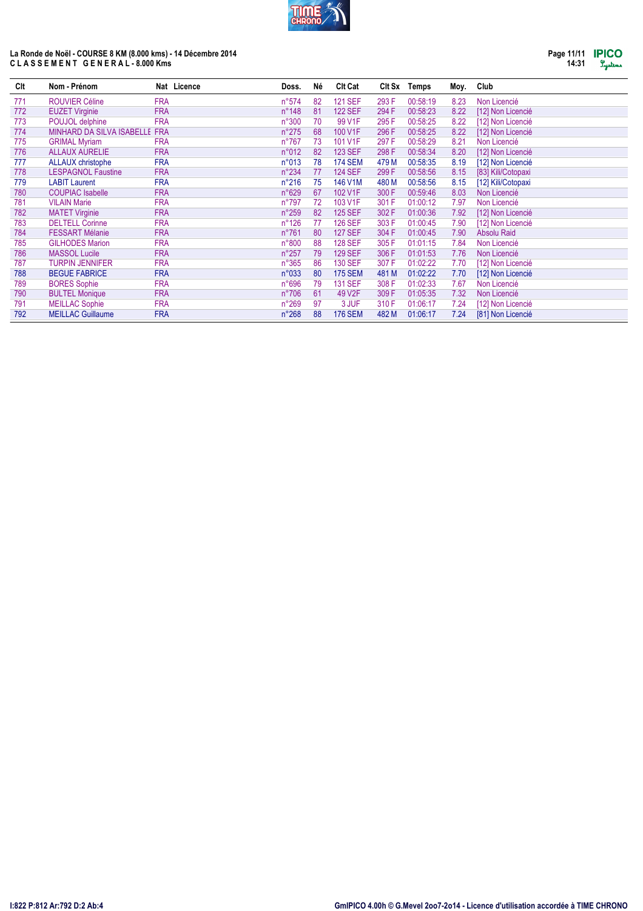**La Ronde de Noël - COURSE 8 KM (8.000 kms) - 14 Décembre 2014**
**C L A S S E M E N T   G E N E R A L - 8.000 Kms**

| Clt | Nom - Prénom | Nat | Licence | Doss. | Né | Clt Cat | Clt Sx | Temps | Moy. | Club |
|---|---|---|---|---|---|---|---|---|---|---|
| 771 | ROUVIER Céline | FRA | | n°574 | 82 | 121 SEF | 293 F | 00:58:19 | 8.23 | Non Licencié |
| 772 | EUZET Virginie | FRA | | n°148 | 81 | 122 SEF | 294 F | 00:58:23 | 8.22 | [12] Non Licencié |
| 773 | POUJOL delphine | FRA | | n°300 | 70 | 99 V1F | 295 F | 00:58:25 | 8.22 | [12] Non Licencié |
| 774 | MINHARD DA SILVA ISABELLE | FRA | | n°275 | 68 | 100 V1F | 296 F | 00:58:25 | 8.22 | [12] Non Licencié |
| 775 | GRIMAL Myriam | FRA | | n°767 | 73 | 101 V1F | 297 F | 00:58:29 | 8.21 | Non Licencié |
| 776 | ALLAUX AURELIE | FRA | | n°012 | 82 | 123 SEF | 298 F | 00:58:34 | 8.20 | [12] Non Licencié |
| 777 | ALLAUX christophe | FRA | | n°013 | 78 | 174 SEM | 479 M | 00:58:35 | 8.19 | [12] Non Licencié |
| 778 | LESPAGNOL Faustine | FRA | | n°234 | 77 | 124 SEF | 299 F | 00:58:56 | 8.15 | [83] Kili/Cotopaxi |
| 779 | LABIT Laurent | FRA | | n°216 | 75 | 146 V1M | 480 M | 00:58:56 | 8.15 | [12] Kili/Cotopaxi |
| 780 | COUPIAC Isabelle | FRA | | n°629 | 67 | 102 V1F | 300 F | 00:59:46 | 8.03 | Non Licencié |
| 781 | VILAIN Marie | FRA | | n°797 | 72 | 103 V1F | 301 F | 01:00:12 | 7.97 | Non Licencié |
| 782 | MATET Virginie | FRA | | n°259 | 82 | 125 SEF | 302 F | 01:00:36 | 7.92 | [12] Non Licencié |
| 783 | DELTELL Corinne | FRA | | n°126 | 77 | 126 SEF | 303 F | 01:00:45 | 7.90 | [12] Non Licencié |
| 784 | FESSART Mélanie | FRA | | n°761 | 80 | 127 SEF | 304 F | 01:00:45 | 7.90 | Absolu Raid |
| 785 | GILHODES Marion | FRA | | n°800 | 88 | 128 SEF | 305 F | 01:01:15 | 7.84 | Non Licencié |
| 786 | MASSOL Lucile | FRA | | n°257 | 79 | 129 SEF | 306 F | 01:01:53 | 7.76 | Non Licencié |
| 787 | TURPIN JENNIFER | FRA | | n°365 | 86 | 130 SEF | 307 F | 01:02:22 | 7.70 | [12] Non Licencié |
| 788 | BEGUE FABRICE | FRA | | n°033 | 80 | 175 SEM | 481 M | 01:02:22 | 7.70 | [12] Non Licencié |
| 789 | BORES Sophie | FRA | | n°696 | 79 | 131 SEF | 308 F | 01:02:33 | 7.67 | Non Licencié |
| 790 | BULTEL Monique | FRA | | n°706 | 61 | 49 V2F | 309 F | 01:05:35 | 7.32 | Non Licencié |
| 791 | MEILLAC Sophie | FRA | | n°269 | 97 | 3 JUF | 310 F | 01:06:17 | 7.24 | [12] Non Licencié |
| 792 | MEILLAC Guillaume | FRA | | n°268 | 88 | 176 SEM | 482 M | 01:06:17 | 7.24 | [81] Non Licencié |

I:822 P:812 Ar:792 D:2 Ab:4

GmIPICO 4.00h © G.Mevel 2oo7-2o14 - Licence d'utilisation accordée à TIME CHRONO